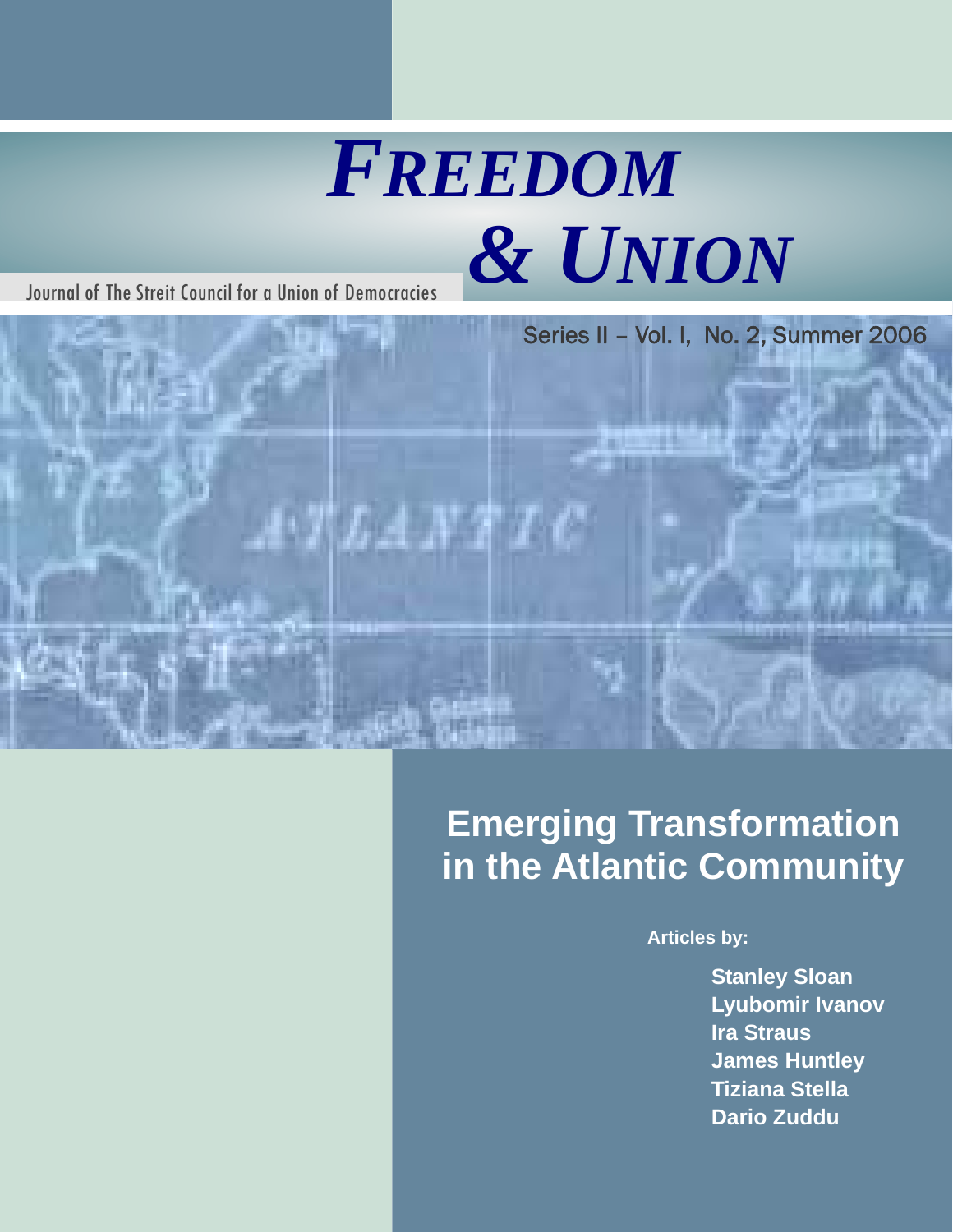# *FREEDOM & UNION*

Journal of The Streit Council for a Union of Democracies

Series II – Vol. I, No. 2, Summer 2006

## Emerging Transformation in the Atlantic Community

**Articles by:**

**Stanley Sloan**
**Lyubomir Ivanov**
**Ira Straus**
**James Huntley**
**Tiziana Stella**
**Dario Zuddu**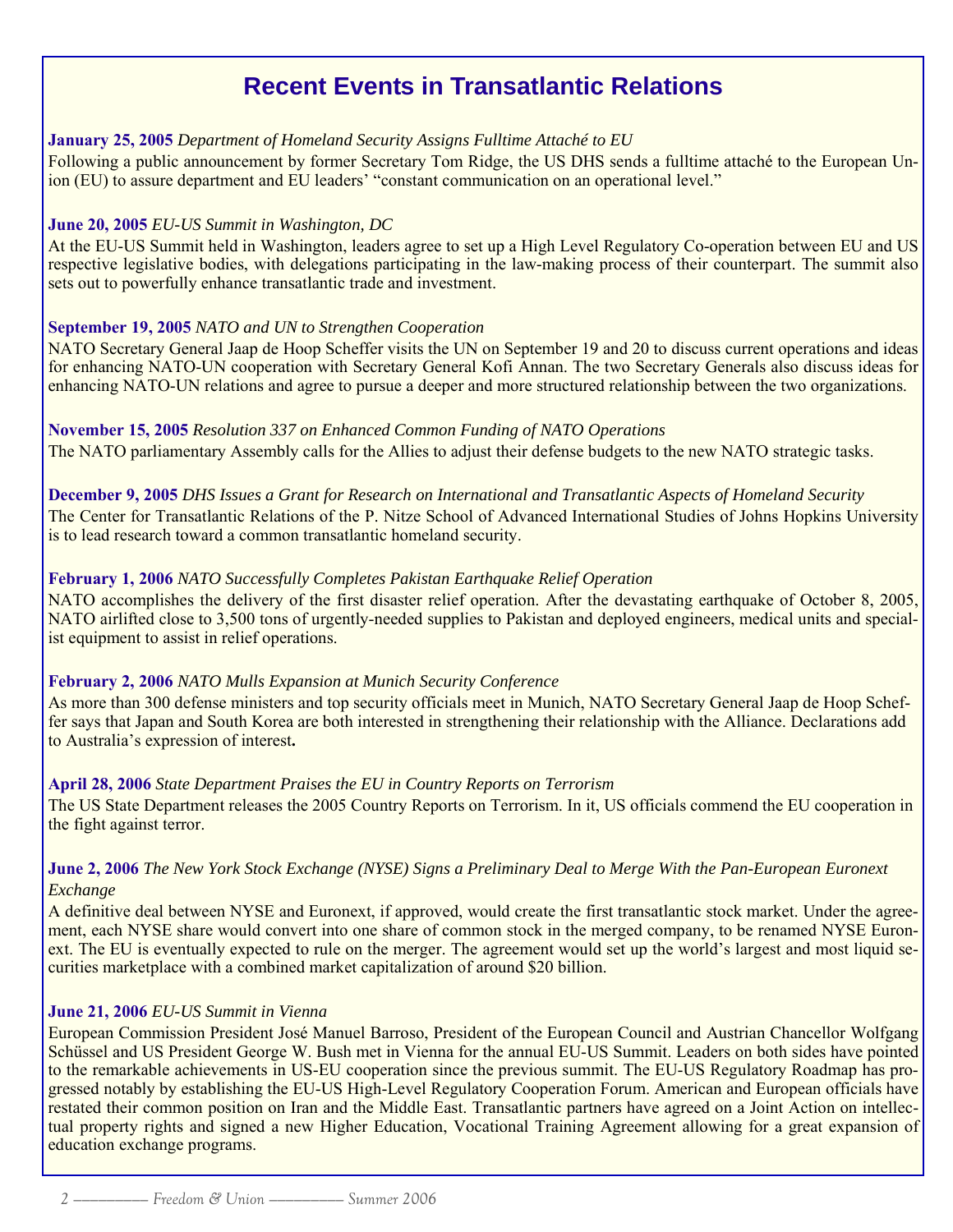# Recent Events in Transatlantic Relations

**January 25, 2005** *Department of Homeland Security Assigns Fulltime Attaché to EU*

Following a public announcement by former Secretary Tom Ridge, the US DHS sends a fulltime attaché to the European Union (EU) to assure department and EU leaders' "constant communication on an operational level."

**June 20, 2005** *EU-US Summit in Washington, DC*

At the EU-US Summit held in Washington, leaders agree to set up a High Level Regulatory Co-operation between EU and US respective legislative bodies, with delegations participating in the law-making process of their counterpart. The summit also sets out to powerfully enhance transatlantic trade and investment.

**September 19, 2005** *NATO and UN to Strengthen Cooperation*

NATO Secretary General Jaap de Hoop Scheffer visits the UN on September 19 and 20 to discuss current operations and ideas for enhancing NATO-UN cooperation with Secretary General Kofi Annan. The two Secretary Generals also discuss ideas for enhancing NATO-UN relations and agree to pursue a deeper and more structured relationship between the two organizations.

**November 15, 2005** *Resolution 337 on Enhanced Common Funding of NATO Operations*

The NATO parliamentary Assembly calls for the Allies to adjust their defense budgets to the new NATO strategic tasks.

**December 9, 2005** *DHS Issues a Grant for Research on International and Transatlantic Aspects of Homeland Security*

The Center for Transatlantic Relations of the P. Nitze School of Advanced International Studies of Johns Hopkins University is to lead research toward a common transatlantic homeland security.

**February 1, 2006** *NATO Successfully Completes Pakistan Earthquake Relief Operation*

NATO accomplishes the delivery of the first disaster relief operation. After the devastating earthquake of October 8, 2005, NATO airlifted close to 3,500 tons of urgently-needed supplies to Pakistan and deployed engineers, medical units and specialist equipment to assist in relief operations.

**February 2, 2006** *NATO Mulls Expansion at Munich Security Conference*

As more than 300 defense ministers and top security officials meet in Munich, NATO Secretary General Jaap de Hoop Scheffer says that Japan and South Korea are both interested in strengthening their relationship with the Alliance. Declarations add to Australia's expression of interest**.**

**April 28, 2006** *State Department Praises the EU in Country Reports on Terrorism*

The US State Department releases the 2005 Country Reports on Terrorism. In it, US officials commend the EU cooperation in the fight against terror.

**June 2, 2006** *The New York Stock Exchange (NYSE) Signs a Preliminary Deal to Merge With the Pan-European Euronext Exchange*

A definitive deal between NYSE and Euronext, if approved, would create the first transatlantic stock market. Under the agreement, each NYSE share would convert into one share of common stock in the merged company, to be renamed NYSE Euronext. The EU is eventually expected to rule on the merger. The agreement would set up the world's largest and most liquid securities marketplace with a combined market capitalization of around $20 billion.

**June 21, 2006** *EU-US Summit in Vienna*

European Commission President José Manuel Barroso, President of the European Council and Austrian Chancellor Wolfgang Schüssel and US President George W. Bush met in Vienna for the annual EU-US Summit. Leaders on both sides have pointed to the remarkable achievements in US-EU cooperation since the previous summit. The EU-US Regulatory Roadmap has progressed notably by establishing the EU-US High-Level Regulatory Cooperation Forum. American and European officials have restated their common position on Iran and the Middle East. Transatlantic partners have agreed on a Joint Action on intellectual property rights and signed a new Higher Education, Vocational Training Agreement allowing for a great expansion of education exchange programs.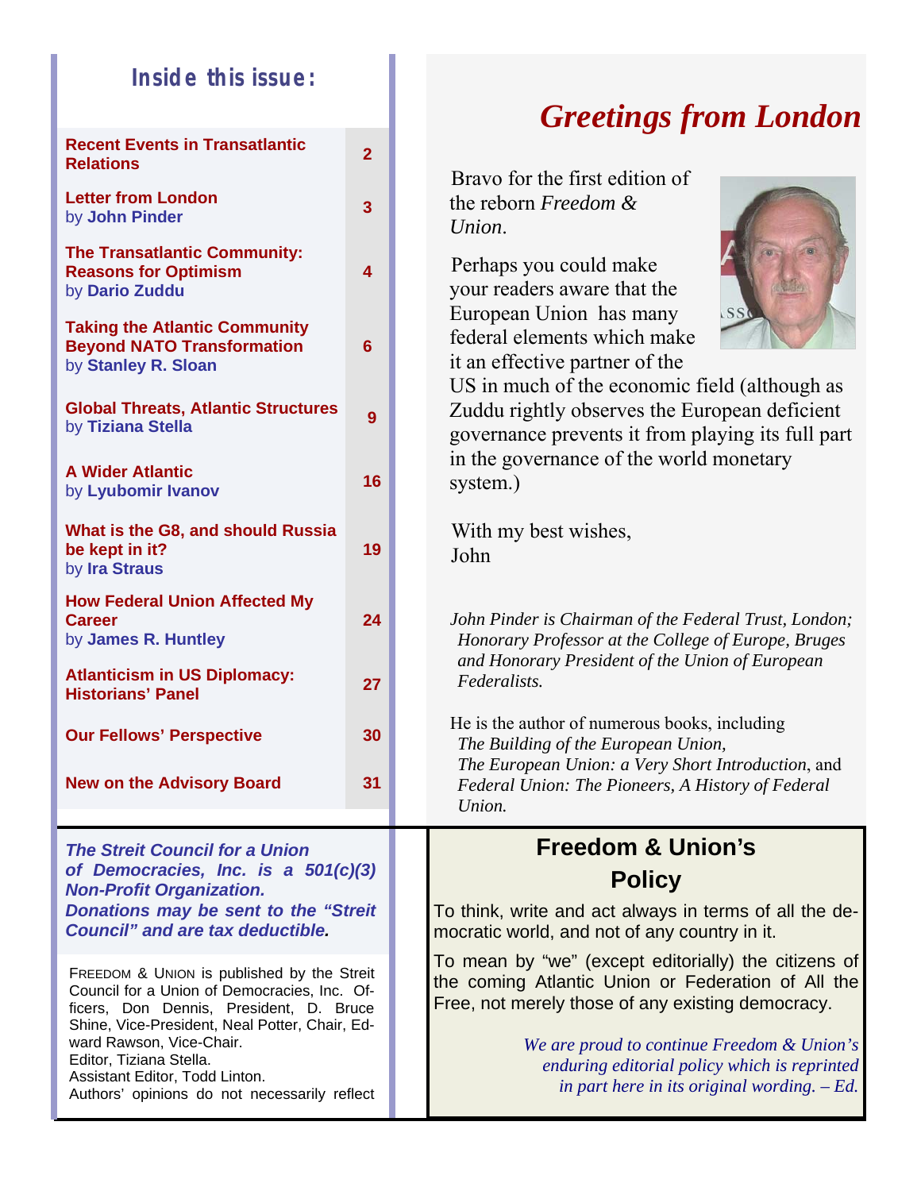## Inside this issue:

| | |
|---|---|
| **Recent Events in Transatlantic Relations** | 2 |
| **Letter from London** by **John Pinder** | 3 |
| **The Transatlantic Community: Reasons for Optimism** by **Dario Zuddu** | 4 |
| **Taking the Atlantic Community Beyond NATO Transformation** by **Stanley R. Sloan** | 6 |
| **Global Threats, Atlantic Structures** by **Tiziana Stella** | 9 |
| **A Wider Atlantic** by **Lyubomir Ivanov** | 16 |
| **What is the G8, and should Russia be kept in it?** by **Ira Straus** | 19 |
| **How Federal Union Affected My Career** by **James R. Huntley** | 24 |
| **Atlanticism in US Diplomacy: Historians' Panel** | 27 |
| **Our Fellows' Perspective** | 30 |
| **New on the Advisory Board** | 31 |

***The Streit Council for a Union of Democracies, Inc. is a 501(c)(3) Non-Profit Organization. Donations may be sent to the "Streit Council" and are tax deductible.***

FREEDOM & UNION is published by the Streit Council for a Union of Democracies, Inc. Officers, Don Dennis, President, D. Bruce Shine, Vice-President, Neal Potter, Chair, Edward Rawson, Vice-Chair.
Editor, Tiziana Stella.
Assistant Editor, Todd Linton.
Authors' opinions do not necessarily reflect

# *Greetings from London*

Bravo for the first edition of the reborn *Freedom & Union.*

Perhaps you could make your readers aware that the European Union has many federal elements which make it an effective partner of the US in much of the economic field (although as Zuddu rightly observes the European deficient governance prevents it from playing its full part in the governance of the world monetary system.)

With my best wishes,
John

*John Pinder is Chairman of the Federal Trust, London; Honorary Professor at the College of Europe, Bruges and Honorary President of the Union of European Federalists.*

He is the author of numerous books, including *The Building of the European Union, The European Union: a Very Short Introduction*, and *Federal Union: The Pioneers, A History of Federal Union.*

## Freedom & Union's Policy

To think, write and act always in terms of all the democratic world, and not of any country in it.

To mean by "we" (except editorially) the citizens of the coming Atlantic Union or Federation of All the Free, not merely those of any existing democracy.

*We are proud to continue Freedom & Union's enduring editorial policy which is reprinted in part here in its original wording. – Ed.*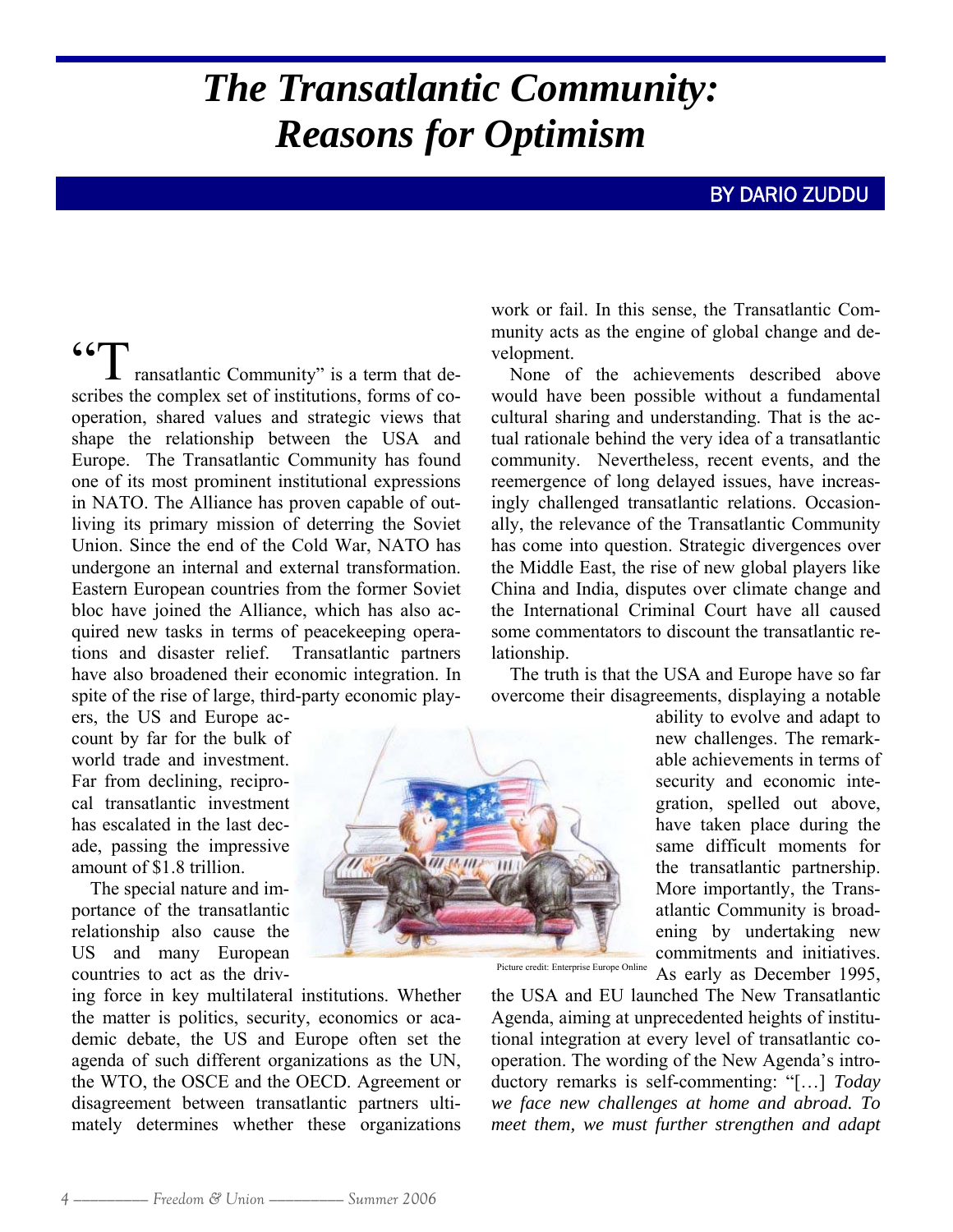# The Transatlantic Community: Reasons for Optimism

BY DARIO ZUDDU

"Transatlantic Community" is a term that describes the complex set of institutions, forms of cooperation, shared values and strategic views that shape the relationship between the USA and Europe. The Transatlantic Community has found one of its most prominent institutional expressions in NATO. The Alliance has proven capable of outliving its primary mission of deterring the Soviet Union. Since the end of the Cold War, NATO has undergone an internal and external transformation. Eastern European countries from the former Soviet bloc have joined the Alliance, which has also acquired new tasks in terms of peacekeeping operations and disaster relief. Transatlantic partners have also broadened their economic integration. In spite of the rise of large, third-party economic players, the US and Europe account by far for the bulk of world trade and investment. Far from declining, reciprocal transatlantic investment has escalated in the last decade, passing the impressive amount of $1.8 trillion.

The special nature and importance of the transatlantic relationship also cause the US and many European countries to act as the driving force in key multilateral institutions. Whether the matter is politics, security, economics or academic debate, the US and Europe often set the agenda of such different organizations as the UN, the WTO, the OSCE and the OECD. Agreement or disagreement between transatlantic partners ultimately determines whether these organizations work or fail. In this sense, the Transatlantic Community acts as the engine of global change and development.

None of the achievements described above would have been possible without a fundamental cultural sharing and understanding. That is the actual rationale behind the very idea of a transatlantic community. Nevertheless, recent events, and the reemergence of long delayed issues, have increasingly challenged transatlantic relations. Occasionally, the relevance of the Transatlantic Community has come into question. Strategic divergences over the Middle East, the rise of new global players like China and India, disputes over climate change and the International Criminal Court have all caused some commentators to discount the transatlantic relationship.

The truth is that the USA and Europe have so far overcome their disagreements, displaying a notable ability to evolve and adapt to new challenges. The remarkable achievements in terms of security and economic integration, spelled out above, have taken place during the same difficult moments for the transatlantic partnership. More importantly, the Transatlantic Community is broadening by undertaking new commitments and initiatives. As early as December 1995, the USA and EU launched The New Transatlantic Agenda, aiming at unprecedented heights of institutional integration at every level of transatlantic cooperation. The wording of the New Agenda's introductory remarks is self-commenting: "[…] *Today we face new challenges at home and abroad. To meet them, we must further strengthen and adapt*

Picture credit: Enterprise Europe Online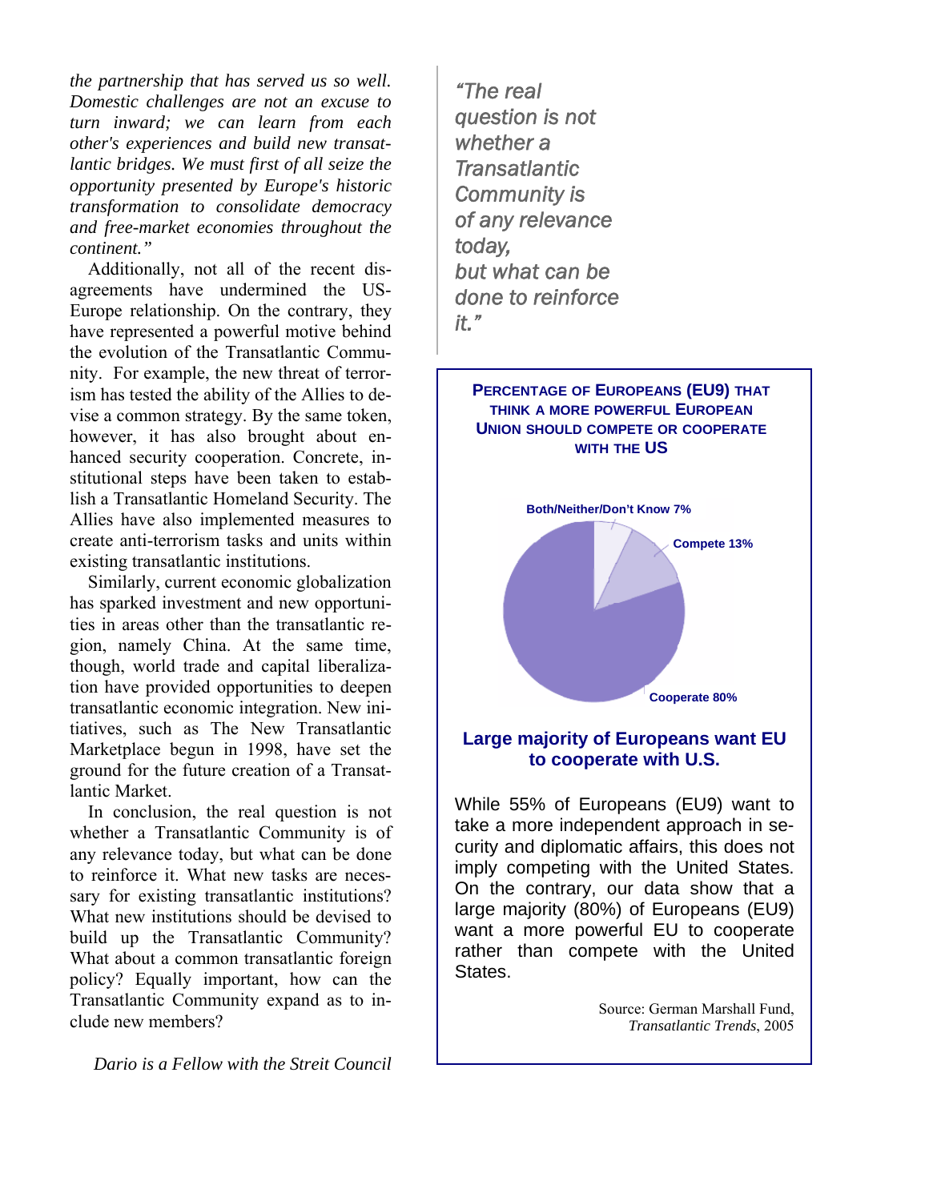*the partnership that has served us so well. Domestic challenges are not an excuse to turn inward; we can learn from each other's experiences and build new transatlantic bridges. We must first of all seize the opportunity presented by Europe's historic transformation to consolidate democracy and free-market economies throughout the continent."*

Additionally, not all of the recent disagreements have undermined the US-Europe relationship. On the contrary, they have represented a powerful motive behind the evolution of the Transatlantic Community. For example, the new threat of terrorism has tested the ability of the Allies to devise a common strategy. By the same token, however, it has also brought about enhanced security cooperation. Concrete, institutional steps have been taken to establish a Transatlantic Homeland Security. The Allies have also implemented measures to create anti-terrorism tasks and units within existing transatlantic institutions.

Similarly, current economic globalization has sparked investment and new opportunities in areas other than the transatlantic region, namely China. At the same time, though, world trade and capital liberalization have provided opportunities to deepen transatlantic economic integration. New initiatives, such as The New Transatlantic Marketplace begun in 1998, have set the ground for the future creation of a Transatlantic Market.

In conclusion, the real question is not whether a Transatlantic Community is of any relevance today, but what can be done to reinforce it. What new tasks are necessary for existing transatlantic institutions? What new institutions should be devised to build up the Transatlantic Community? What about a common transatlantic foreign policy? Equally important, how can the Transatlantic Community expand as to include new members?

*Dario is a Fellow with the Streit Council*

*"The real question is not whether a Transatlantic Community is of any relevance today, but what can be done to reinforce it."*

**PERCENTAGE OF EUROPEANS (EU9) THAT THINK A MORE POWERFUL EUROPEAN UNION SHOULD COMPETE OR COOPERATE WITH THE US**

Both/Neither/Don't Know 7%

Compete 13%

Cooperate 80%

**Large majority of Europeans want EU to cooperate with U.S.**

While 55% of Europeans (EU9) want to take a more independent approach in security and diplomatic affairs, this does not imply competing with the United States. On the contrary, our data show that a large majority (80%) of Europeans (EU9) want a more powerful EU to cooperate rather than compete with the United States.

Source: German Marshall Fund, *Transatlantic Trends*, 2005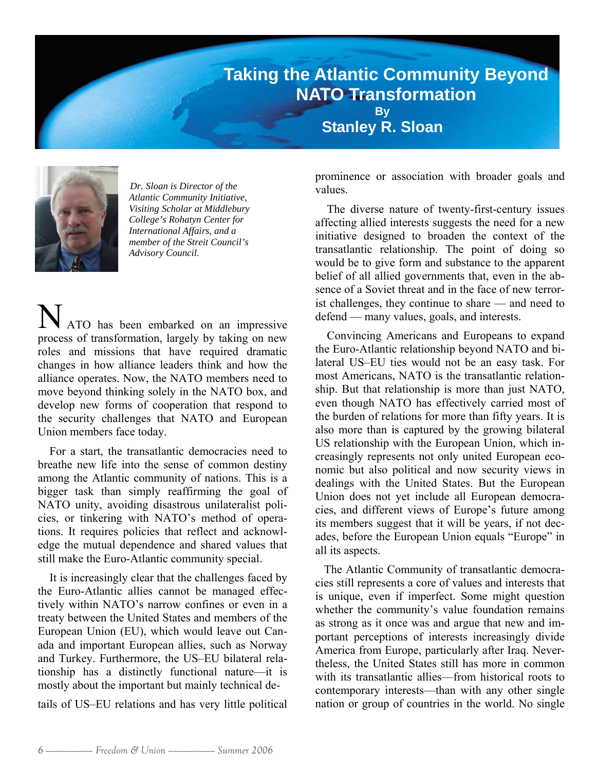# Taking the Atlantic Community Beyond NATO Transformation

By

**Stanley R. Sloan**

*Dr. Sloan is Director of the Atlantic Community Initiative, Visiting Scholar at Middlebury College's Rohatyn Center for International Affairs, and a member of the Streit Council's Advisory Council.*

NATO has been embarked on an impressive process of transformation, largely by taking on new roles and missions that have required dramatic changes in how alliance leaders think and how the alliance operates. Now, the NATO members need to move beyond thinking solely in the NATO box, and develop new forms of cooperation that respond to the security challenges that NATO and European Union members face today.

For a start, the transatlantic democracies need to breathe new life into the sense of common destiny among the Atlantic community of nations. This is a bigger task than simply reaffirming the goal of NATO unity, avoiding disastrous unilateralist policies, or tinkering with NATO's method of operations. It requires policies that reflect and acknowledge the mutual dependence and shared values that still make the Euro-Atlantic community special.

It is increasingly clear that the challenges faced by the Euro-Atlantic allies cannot be managed effectively within NATO's narrow confines or even in a treaty between the United States and members of the European Union (EU), which would leave out Canada and important European allies, such as Norway and Turkey. Furthermore, the US–EU bilateral relationship has a distinctly functional nature—it is mostly about the important but mainly technical details of US–EU relations and has very little political prominence or association with broader goals and values.

The diverse nature of twenty-first-century issues affecting allied interests suggests the need for a new initiative designed to broaden the context of the transatlantic relationship. The point of doing so would be to give form and substance to the apparent belief of all allied governments that, even in the absence of a Soviet threat and in the face of new terrorist challenges, they continue to share — and need to defend — many values, goals, and interests.

Convincing Americans and Europeans to expand the Euro-Atlantic relationship beyond NATO and bilateral US–EU ties would not be an easy task. For most Americans, NATO is the transatlantic relationship. But that relationship is more than just NATO, even though NATO has effectively carried most of the burden of relations for more than fifty years. It is also more than is captured by the growing bilateral US relationship with the European Union, which increasingly represents not only united European economic but also political and now security views in dealings with the United States. But the European Union does not yet include all European democracies, and different views of Europe's future among its members suggest that it will be years, if not decades, before the European Union equals "Europe" in all its aspects.

The Atlantic Community of transatlantic democracies still represents a core of values and interests that is unique, even if imperfect. Some might question whether the community's value foundation remains as strong as it once was and argue that new and important perceptions of interests increasingly divide America from Europe, particularly after Iraq. Nevertheless, the United States still has more in common with its transatlantic allies—from historical roots to contemporary interests—than with any other single nation or group of countries in the world. No single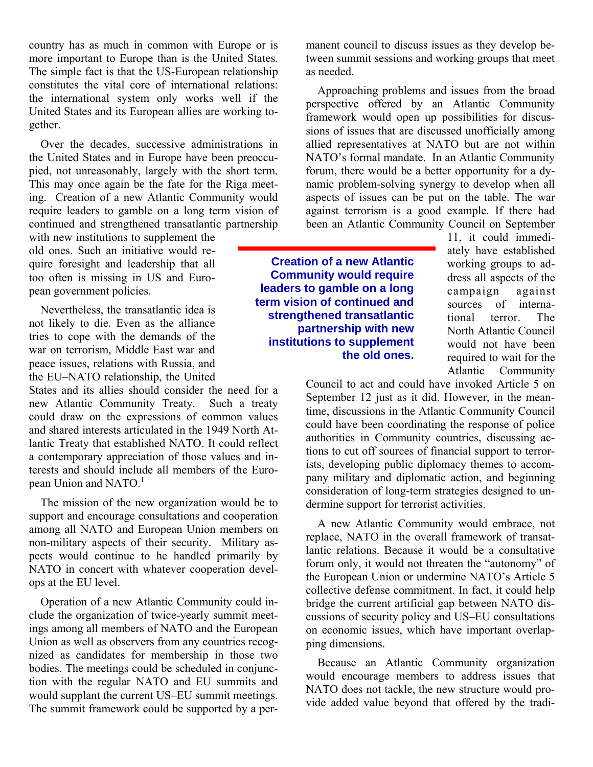country has as much in common with Europe or is more important to Europe than is the United States. The simple fact is that the US-European relationship constitutes the vital core of international relations: the international system only works well if the United States and its European allies are working together.

Over the decades, successive administrations in the United States and in Europe have been preoccupied, not unreasonably, largely with the short term. This may once again be the fate for the Riga meeting. Creation of a new Atlantic Community would require leaders to gamble on a long term vision of continued and strengthened transatlantic partnership with new institutions to supplement the old ones. Such an initiative would require foresight and leadership that all too often is missing in US and European government policies.

**Creation of a new Atlantic Community would require leaders to gamble on a long term vision of continued and strengthened transatlantic partnership with new institutions to supplement the old ones.**

Nevertheless, the transatlantic idea is not likely to die. Even as the alliance tries to cope with the demands of the war on terrorism, Middle East war and peace issues, relations with Russia, and the EU–NATO relationship, the United States and its allies should consider the need for a new Atlantic Community Treaty. Such a treaty could draw on the expressions of common values and shared interests articulated in the 1949 North Atlantic Treaty that established NATO. It could reflect a contemporary appreciation of those values and interests and should include all members of the European Union and NATO.[1]

The mission of the new organization would be to support and encourage consultations and cooperation among all NATO and European Union members on non-military aspects of their security. Military aspects would continue to he handled primarily by NATO in concert with whatever cooperation develops at the EU level.

Operation of a new Atlantic Community could include the organization of twice-yearly summit meetings among all members of NATO and the European Union as well as observers from any countries recognized as candidates for membership in those two bodies. The meetings could be scheduled in conjunction with the regular NATO and EU summits and would supplant the current US–EU summit meetings. The summit framework could be supported by a permanent council to discuss issues as they develop between summit sessions and working groups that meet as needed.

Approaching problems and issues from the broad perspective offered by an Atlantic Community framework would open up possibilities for discussions of issues that are discussed unofficially among allied representatives at NATO but are not within NATO's formal mandate. In an Atlantic Community forum, there would be a better opportunity for a dynamic problem-solving synergy to develop when all aspects of issues can be put on the table. The war against terrorism is a good example. If there had been an Atlantic Community Council on September 11, it could immediately have established working groups to address all aspects of the campaign against sources of international terror. The North Atlantic Council would not have been required to wait for the Atlantic Community Council to act and could have invoked Article 5 on September 12 just as it did. However, in the meantime, discussions in the Atlantic Community Council could have been coordinating the response of police authorities in Community countries, discussing actions to cut off sources of financial support to terrorists, developing public diplomacy themes to accompany military and diplomatic action, and beginning consideration of long-term strategies designed to undermine support for terrorist activities.

A new Atlantic Community would embrace, not replace, NATO in the overall framework of transatlantic relations. Because it would be a consultative forum only, it would not threaten the "autonomy" of the European Union or undermine NATO's Article 5 collective defense commitment. In fact, it could help bridge the current artificial gap between NATO discussions of security policy and US–EU consultations on economic issues, which have important overlapping dimensions.

Because an Atlantic Community organization would encourage members to address issues that NATO does not tackle, the new structure would provide added value beyond that offered by the tradi-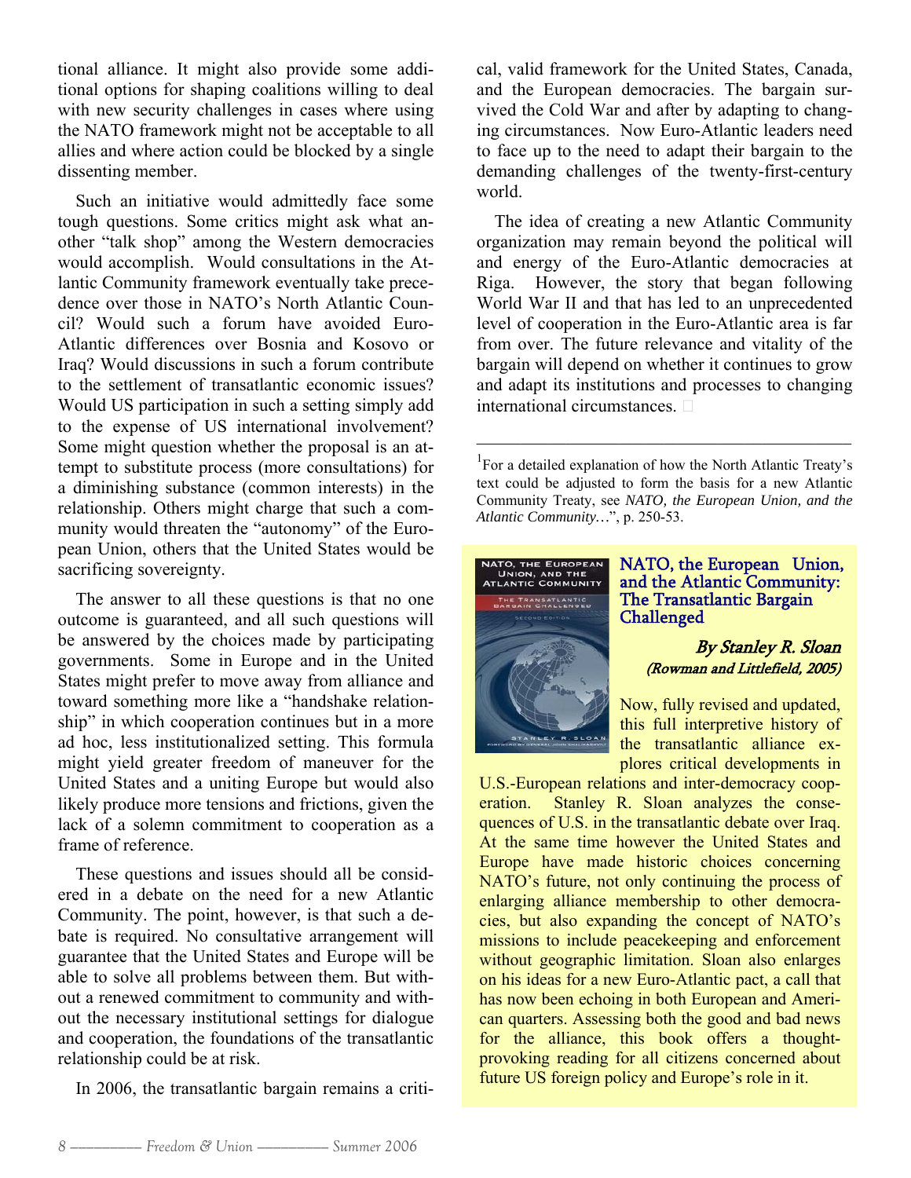tional alliance. It might also provide some additional options for shaping coalitions willing to deal with new security challenges in cases where using the NATO framework might not be acceptable to all allies and where action could be blocked by a single dissenting member.

Such an initiative would admittedly face some tough questions. Some critics might ask what another "talk shop" among the Western democracies would accomplish. Would consultations in the Atlantic Community framework eventually take precedence over those in NATO's North Atlantic Council? Would such a forum have avoided Euro-Atlantic differences over Bosnia and Kosovo or Iraq? Would discussions in such a forum contribute to the settlement of transatlantic economic issues? Would US participation in such a setting simply add to the expense of US international involvement? Some might question whether the proposal is an attempt to substitute process (more consultations) for a diminishing substance (common interests) in the relationship. Others might charge that such a community would threaten the "autonomy" of the European Union, others that the United States would be sacrificing sovereignty.

The answer to all these questions is that no one outcome is guaranteed, and all such questions will be answered by the choices made by participating governments. Some in Europe and in the United States might prefer to move away from alliance and toward something more like a "handshake relationship" in which cooperation continues but in a more ad hoc, less institutionalized setting. This formula might yield greater freedom of maneuver for the United States and a uniting Europe but would also likely produce more tensions and frictions, given the lack of a solemn commitment to cooperation as a frame of reference.

These questions and issues should all be considered in a debate on the need for a new Atlantic Community. The point, however, is that such a debate is required. No consultative arrangement will guarantee that the United States and Europe will be able to solve all problems between them. But without a renewed commitment to community and without the necessary institutional settings for dialogue and cooperation, the foundations of the transatlantic relationship could be at risk.

In 2006, the transatlantic bargain remains a critical, valid framework for the United States, Canada, and the European democracies. The bargain survived the Cold War and after by adapting to changing circumstances. Now Euro-Atlantic leaders need to face up to the need to adapt their bargain to the demanding challenges of the twenty-first-century world.

The idea of creating a new Atlantic Community organization may remain beyond the political will and energy of the Euro-Atlantic democracies at Riga. However, the story that began following World War II and that has led to an unprecedented level of cooperation in the Euro-Atlantic area is far from over. The future relevance and vitality of the bargain will depend on whether it continues to grow and adapt its institutions and processes to changing international circumstances.

---

[1] For a detailed explanation of how the North Atlantic Treaty's text could be adjusted to form the basis for a new Atlantic Community Treaty, see *NATO, the European Union, and the Atlantic Community…*", p. 250-53.

### NATO, the European Union, and the Atlantic Community: The Transatlantic Bargain Challenged

***By Stanley R. Sloan***
***(Rowman and Littlefield, 2005)***

Now, fully revised and updated, this full interpretive history of the transatlantic alliance explores critical developments in U.S.-European relations and inter-democracy cooperation. Stanley R. Sloan analyzes the consequences of U.S. in the transatlantic debate over Iraq. At the same time however the United States and Europe have made historic choices concerning NATO's future, not only continuing the process of enlarging alliance membership to other democracies, but also expanding the concept of NATO's missions to include peacekeeping and enforcement without geographic limitation. Sloan also enlarges on his ideas for a new Euro-Atlantic pact, a call that has now been echoing in both European and American quarters. Assessing both the good and bad news for the alliance, this book offers a thought-provoking reading for all citizens concerned about future US foreign policy and Europe's role in it.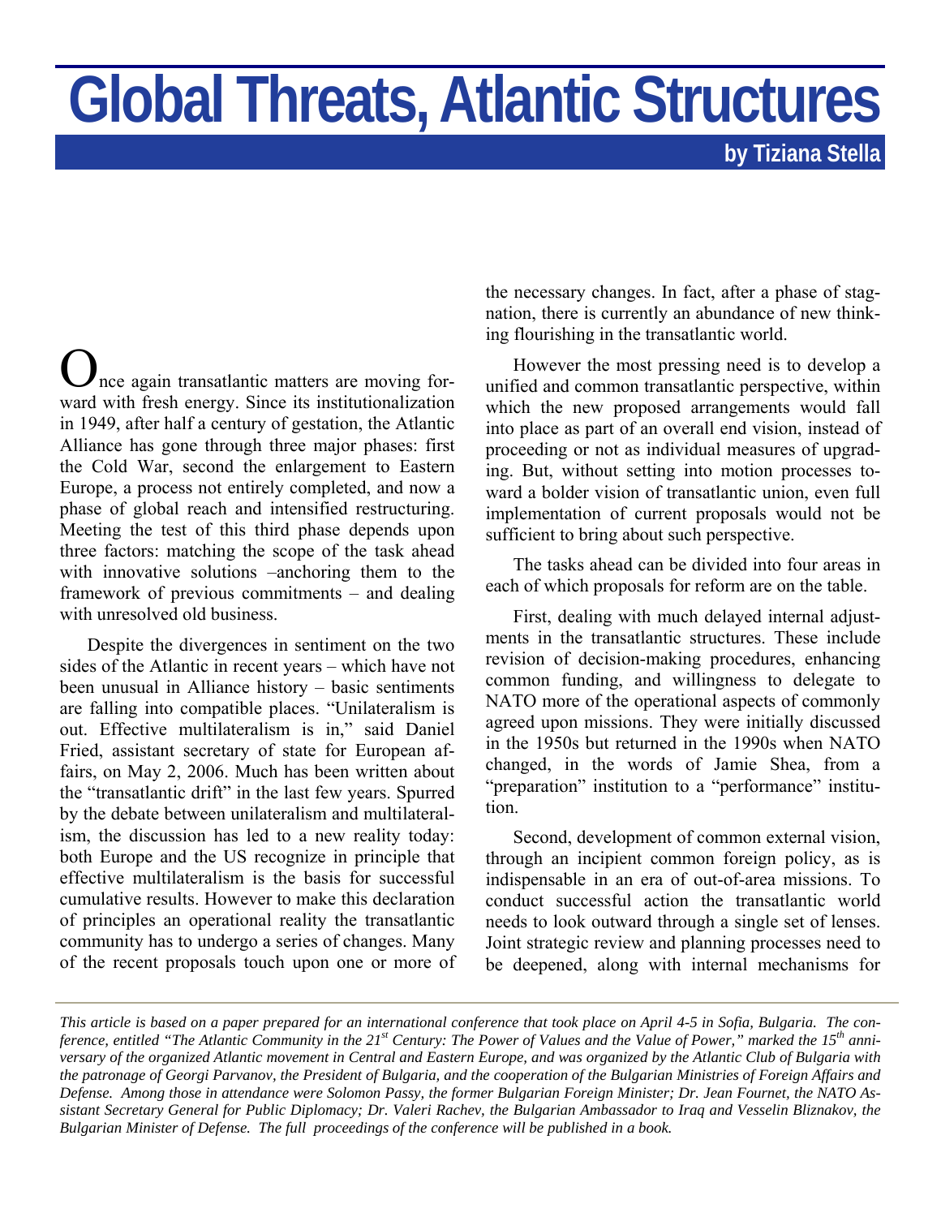# Global Threats, Atlantic Structures

**by Tiziana Stella**

Once again transatlantic matters are moving forward with fresh energy. Since its institutionalization in 1949, after half a century of gestation, the Atlantic Alliance has gone through three major phases: first the Cold War, second the enlargement to Eastern Europe, a process not entirely completed, and now a phase of global reach and intensified restructuring. Meeting the test of this third phase depends upon three factors: matching the scope of the task ahead with innovative solutions –anchoring them to the framework of previous commitments – and dealing with unresolved old business.

Despite the divergences in sentiment on the two sides of the Atlantic in recent years – which have not been unusual in Alliance history – basic sentiments are falling into compatible places. "Unilateralism is out. Effective multilateralism is in," said Daniel Fried, assistant secretary of state for European affairs, on May 2, 2006. Much has been written about the "transatlantic drift" in the last few years. Spurred by the debate between unilateralism and multilateralism, the discussion has led to a new reality today: both Europe and the US recognize in principle that effective multilateralism is the basis for successful cumulative results. However to make this declaration of principles an operational reality the transatlantic community has to undergo a series of changes. Many of the recent proposals touch upon one or more of the necessary changes. In fact, after a phase of stagnation, there is currently an abundance of new thinking flourishing in the transatlantic world.

However the most pressing need is to develop a unified and common transatlantic perspective, within which the new proposed arrangements would fall into place as part of an overall end vision, instead of proceeding or not as individual measures of upgrading. But, without setting into motion processes toward a bolder vision of transatlantic union, even full implementation of current proposals would not be sufficient to bring about such perspective.

The tasks ahead can be divided into four areas in each of which proposals for reform are on the table.

First, dealing with much delayed internal adjustments in the transatlantic structures. These include revision of decision-making procedures, enhancing common funding, and willingness to delegate to NATO more of the operational aspects of commonly agreed upon missions. They were initially discussed in the 1950s but returned in the 1990s when NATO changed, in the words of Jamie Shea, from a "preparation" institution to a "performance" institution.

Second, development of common external vision, through an incipient common foreign policy, as is indispensable in an era of out-of-area missions. To conduct successful action the transatlantic world needs to look outward through a single set of lenses. Joint strategic review and planning processes need to be deepened, along with internal mechanisms for

---

*This article is based on a paper prepared for an international conference that took place on April 4-5 in Sofia, Bulgaria. The conference, entitled "The Atlantic Community in the 21st Century: The Power of Values and the Value of Power," marked the 15th anniversary of the organized Atlantic movement in Central and Eastern Europe, and was organized by the Atlantic Club of Bulgaria with the patronage of Georgi Parvanov, the President of Bulgaria, and the cooperation of the Bulgarian Ministries of Foreign Affairs and Defense. Among those in attendance were Solomon Passy, the former Bulgarian Foreign Minister; Dr. Jean Fournet, the NATO Assistant Secretary General for Public Diplomacy; Dr. Valeri Rachev, the Bulgarian Ambassador to Iraq and Vesselin Bliznakov, the Bulgarian Minister of Defense. The full proceedings of the conference will be published in a book.*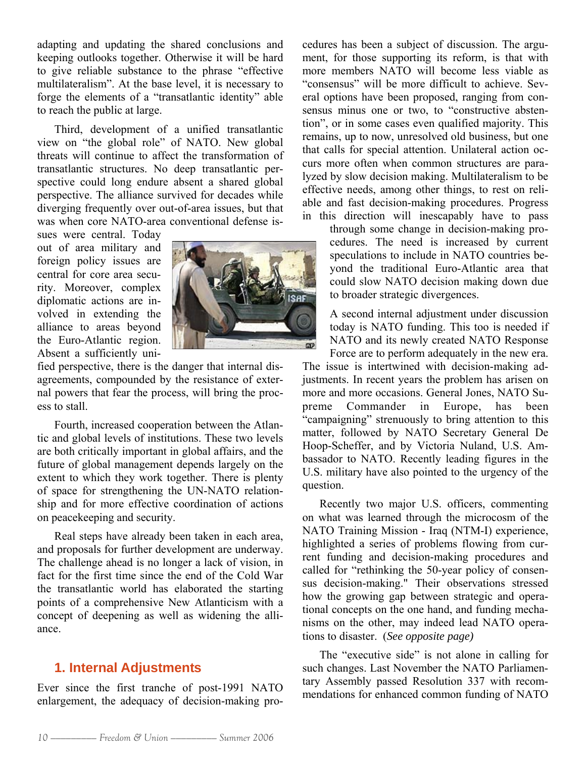adapting and updating the shared conclusions and keeping outlooks together. Otherwise it will be hard to give reliable substance to the phrase "effective multilateralism". At the base level, it is necessary to forge the elements of a "transatlantic identity" able to reach the public at large.

Third, development of a unified transatlantic view on "the global role" of NATO. New global threats will continue to affect the transformation of transatlantic structures. No deep transatlantic perspective could long endure absent a shared global perspective. The alliance survived for decades while diverging frequently over out-of-area issues, but that was when core NATO-area conventional defense issues were central. Today out of area military and foreign policy issues are central for core area security. Moreover, complex diplomatic actions are involved in extending the alliance to areas beyond the Euro-Atlantic region. Absent a sufficiently unified perspective, there is the danger that internal disagreements, compounded by the resistance of external powers that fear the process, will bring the process to stall.

Fourth, increased cooperation between the Atlantic and global levels of institutions. These two levels are both critically important in global affairs, and the future of global management depends largely on the extent to which they work together. There is plenty of space for strengthening the UN-NATO relationship and for more effective coordination of actions on peacekeeping and security.

Real steps have already been taken in each area, and proposals for further development are underway. The challenge ahead is no longer a lack of vision, in fact for the first time since the end of the Cold War the transatlantic world has elaborated the starting points of a comprehensive New Atlanticism with a concept of deepening as well as widening the alliance.

## 1. Internal Adjustments

Ever since the first tranche of post-1991 NATO enlargement, the adequacy of decision-making procedures has been a subject of discussion. The argument, for those supporting its reform, is that with more members NATO will become less viable as "consensus" will be more difficult to achieve. Several options have been proposed, ranging from consensus minus one or two, to "constructive abstention", or in some cases even qualified majority. This remains, up to now, unresolved old business, but one that calls for special attention. Unilateral action occurs more often when common structures are paralyzed by slow decision making. Multilateralism to be effective needs, among other things, to rest on reliable and fast decision-making procedures. Progress in this direction will inescapably have to pass through some change in decision-making procedures. The need is increased by current speculations to include in NATO countries beyond the traditional Euro-Atlantic area that could slow NATO decision making down due to broader strategic divergences.

A second internal adjustment under discussion today is NATO funding. This too is needed if NATO and its newly created NATO Response Force are to perform adequately in the new era. The issue is intertwined with decision-making adjustments. In recent years the problem has arisen on more and more occasions. General Jones, NATO Supreme Commander in Europe, has been "campaigning" strenuously to bring attention to this matter, followed by NATO Secretary General De Hoop-Scheffer, and by Victoria Nuland, U.S. Ambassador to NATO. Recently leading figures in the U.S. military have also pointed to the urgency of the question.

Recently two major U.S. officers, commenting on what was learned through the microcosm of the NATO Training Mission - Iraq (NTM-I) experience, highlighted a series of problems flowing from current funding and decision-making procedures and called for "rethinking the 50-year policy of consensus decision-making." Their observations stressed how the growing gap between strategic and operational concepts on the one hand, and funding mechanisms on the other, may indeed lead NATO operations to disaster. (*See opposite page)*

The "executive side" is not alone in calling for such changes. Last November the NATO Parliamentary Assembly passed Resolution 337 with recommendations for enhanced common funding of NATO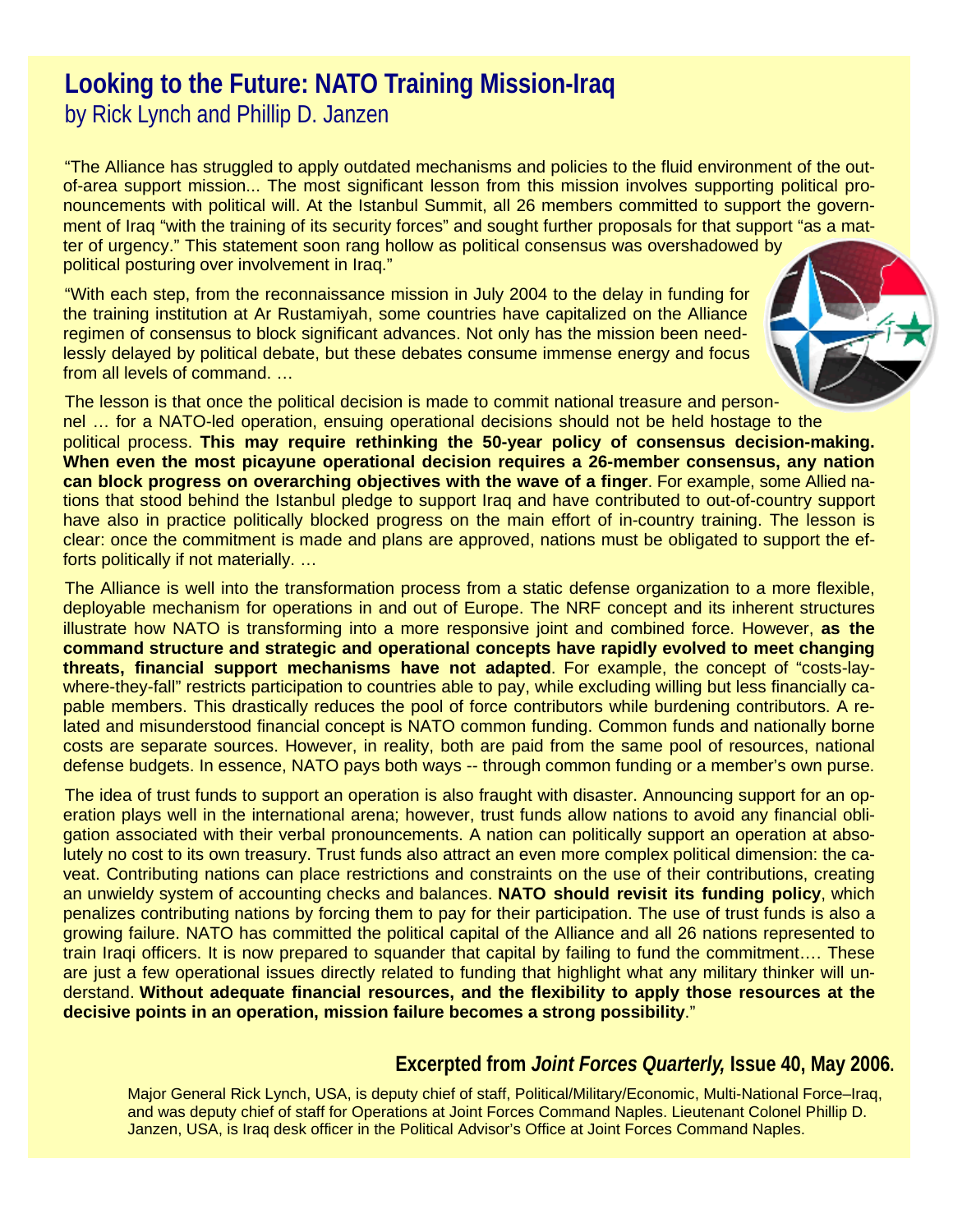# Looking to the Future: NATO Training Mission-Iraq

by Rick Lynch and Phillip D. Janzen

"The Alliance has struggled to apply outdated mechanisms and policies to the fluid environment of the out-of-area support mission... The most significant lesson from this mission involves supporting political pronouncements with political will. At the Istanbul Summit, all 26 members committed to support the government of Iraq "with the training of its security forces" and sought further proposals for that support "as a matter of urgency." This statement soon rang hollow as political consensus was overshadowed by political posturing over involvement in Iraq."

"With each step, from the reconnaissance mission in July 2004 to the delay in funding for the training institution at Ar Rustamiyah, some countries have capitalized on the Alliance regimen of consensus to block significant advances. Not only has the mission been needlessly delayed by political debate, but these debates consume immense energy and focus from all levels of command. …

The lesson is that once the political decision is made to commit national treasure and personnel … for a NATO-led operation, ensuring operational decisions should not be held hostage to the political process. **This may require rethinking the 50-year policy of consensus decision-making. When even the most picayune operational decision requires a 26-member consensus, any nation can block progress on overarching objectives with the wave of a finger**. For example, some Allied nations that stood behind the Istanbul pledge to support Iraq and have contributed to out-of-country support have also in practice politically blocked progress on the main effort of in-country training. The lesson is clear: once the commitment is made and plans are approved, nations must be obligated to support the efforts politically if not materially. …

The Alliance is well into the transformation process from a static defense organization to a more flexible, deployable mechanism for operations in and out of Europe. The NRF concept and its inherent structures illustrate how NATO is transforming into a more responsive joint and combined force. However, **as the command structure and strategic and operational concepts have rapidly evolved to meet changing threats, financial support mechanisms have not adapted**. For example, the concept of "costs-lay-where-they-fall" restricts participation to countries able to pay, while excluding willing but less financially capable members. This drastically reduces the pool of force contributors while burdening contributors. A related and misunderstood financial concept is NATO common funding. Common funds and nationally borne costs are separate sources. However, in reality, both are paid from the same pool of resources, national defense budgets. In essence, NATO pays both ways -- through common funding or a member's own purse.

The idea of trust funds to support an operation is also fraught with disaster. Announcing support for an operation plays well in the international arena; however, trust funds allow nations to avoid any financial obligation associated with their verbal pronouncements. A nation can politically support an operation at absolutely no cost to its own treasury. Trust funds also attract an even more complex political dimension: the caveat. Contributing nations can place restrictions and constraints on the use of their contributions, creating an unwieldy system of accounting checks and balances. **NATO should revisit its funding policy**, which penalizes contributing nations by forcing them to pay for their participation. The use of trust funds is also a growing failure. NATO has committed the political capital of the Alliance and all 26 nations represented to train Iraqi officers. It is now prepared to squander that capital by failing to fund the commitment…. These are just a few operational issues directly related to funding that highlight what any military thinker will understand. **Without adequate financial resources, and the flexibility to apply those resources at the decisive points in an operation, mission failure becomes a strong possibility**."

**Excerpted from *Joint Forces Quarterly,* Issue 40, May 2006.**

Major General Rick Lynch, USA, is deputy chief of staff, Political/Military/Economic, Multi-National Force–Iraq, and was deputy chief of staff for Operations at Joint Forces Command Naples. Lieutenant Colonel Phillip D. Janzen, USA, is Iraq desk officer in the Political Advisor's Office at Joint Forces Command Naples.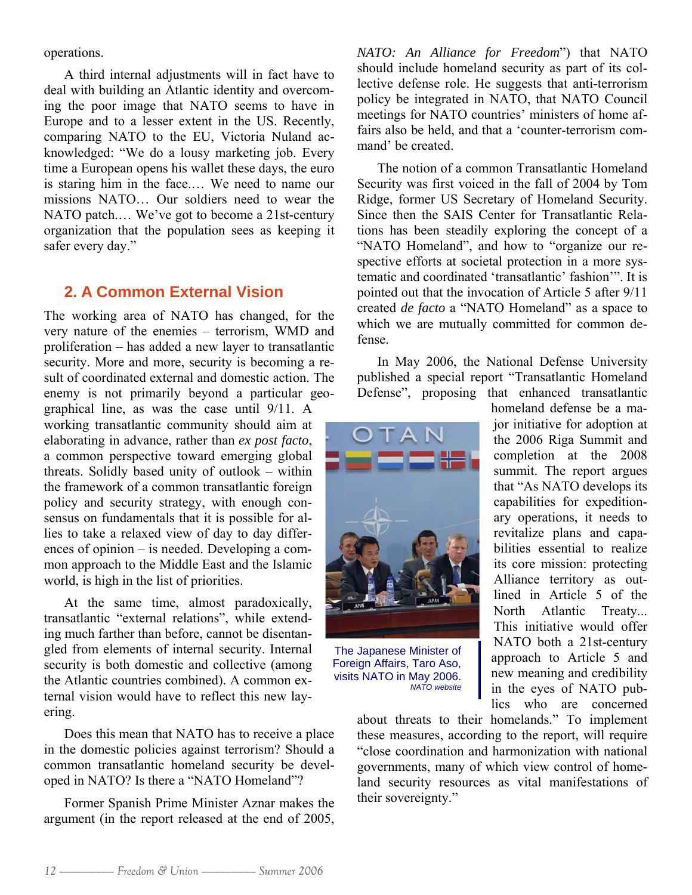operations.

A third internal adjustments will in fact have to deal with building an Atlantic identity and overcoming the poor image that NATO seems to have in Europe and to a lesser extent in the US. Recently, comparing NATO to the EU, Victoria Nuland acknowledged: "We do a lousy marketing job. Every time a European opens his wallet these days, the euro is staring him in the face.… We need to name our missions NATO… Our soldiers need to wear the NATO patch.… We've got to become a 21st-century organization that the population sees as keeping it safer every day."

## 2. A Common External Vision

The working area of NATO has changed, for the very nature of the enemies – terrorism, WMD and proliferation – has added a new layer to transatlantic security. More and more, security is becoming a result of coordinated external and domestic action. The enemy is not primarily beyond a particular geographical line, as was the case until 9/11. A working transatlantic community should aim at elaborating in advance, rather than *ex post facto*, a common perspective toward emerging global threats. Solidly based unity of outlook – within the framework of a common transatlantic foreign policy and security strategy, with enough consensus on fundamentals that it is possible for allies to take a relaxed view of day to day differences of opinion – is needed. Developing a common approach to the Middle East and the Islamic world, is high in the list of priorities.

At the same time, almost paradoxically, transatlantic "external relations", while extending much farther than before, cannot be disentangled from elements of internal security. Internal security is both domestic and collective (among the Atlantic countries combined). A common external vision would have to reflect this new layering.

Does this mean that NATO has to receive a place in the domestic policies against terrorism? Should a common transatlantic homeland security be developed in NATO? Is there a "NATO Homeland"?

Former Spanish Prime Minister Aznar makes the argument (in the report released at the end of 2005, *NATO: An Alliance for Freedom*") that NATO should include homeland security as part of its collective defense role. He suggests that anti-terrorism policy be integrated in NATO, that NATO Council meetings for NATO countries' ministers of home affairs also be held, and that a 'counter-terrorism command' be created.

The notion of a common Transatlantic Homeland Security was first voiced in the fall of 2004 by Tom Ridge, former US Secretary of Homeland Security. Since then the SAIS Center for Transatlantic Relations has been steadily exploring the concept of a "NATO Homeland", and how to "organize our respective efforts at societal protection in a more systematic and coordinated 'transatlantic' fashion'". It is pointed out that the invocation of Article 5 after 9/11 created *de facto* a "NATO Homeland" as a space to which we are mutually committed for common defense.

In May 2006, the National Defense University published a special report "Transatlantic Homeland Defense", proposing that enhanced transatlantic homeland defense be a major initiative for adoption at the 2006 Riga Summit and completion at the 2008 summit. The report argues that "As NATO develops its capabilities for expeditionary operations, it needs to revitalize plans and capabilities essential to realize its core mission: protecting Alliance territory as outlined in Article 5 of the North Atlantic Treaty... This initiative would offer NATO both a 21st-century approach to Article 5 and new meaning and credibility in the eyes of NATO publics who are concerned about threats to their homelands." To implement these measures, according to the report, will require "close coordination and harmonization with national governments, many of which view control of homeland security resources as vital manifestations of their sovereignty."

The Japanese Minister of Foreign Affairs, Taro Aso, visits NATO in May 2006.
*NATO website*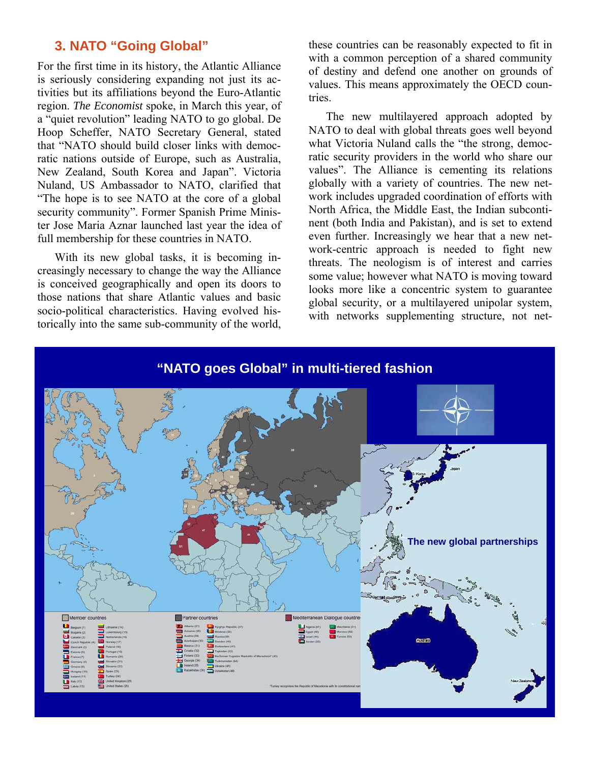## 3. NATO "Going Global"

For the first time in its history, the Atlantic Alliance is seriously considering expanding not just its activities but its affiliations beyond the Euro-Atlantic region. *The Economist* spoke, in March this year, of a "quiet revolution" leading NATO to go global. De Hoop Scheffer, NATO Secretary General, stated that "NATO should build closer links with democratic nations outside of Europe, such as Australia, New Zealand, South Korea and Japan". Victoria Nuland, US Ambassador to NATO, clarified that "The hope is to see NATO at the core of a global security community". Former Spanish Prime Minister Jose Maria Aznar launched last year the idea of full membership for these countries in NATO.

With its new global tasks, it is becoming increasingly necessary to change the way the Alliance is conceived geographically and open its doors to those nations that share Atlantic values and basic socio-political characteristics. Having evolved historically into the same sub-community of the world, these countries can be reasonably expected to fit in with a common perception of a shared community of destiny and defend one another on grounds of values. This means approximately the OECD countries.

The new multilayered approach adopted by NATO to deal with global threats goes well beyond what Victoria Nuland calls the "the strong, democratic security providers in the world who share our values". The Alliance is cementing its relations globally with a variety of countries. The new network includes upgraded coordination of efforts with North Africa, the Middle East, the Indian subcontinent (both India and Pakistan), and is set to extend even further. Increasingly we hear that a new network-centric approach is needed to fight new threats. The neologism is of interest and carries some value; however what NATO is moving toward looks more like a concentric system to guarantee global security, or a multilayered unipolar system, with networks supplementing structure, not net-

**"NATO goes Global" in multi-tiered fashion**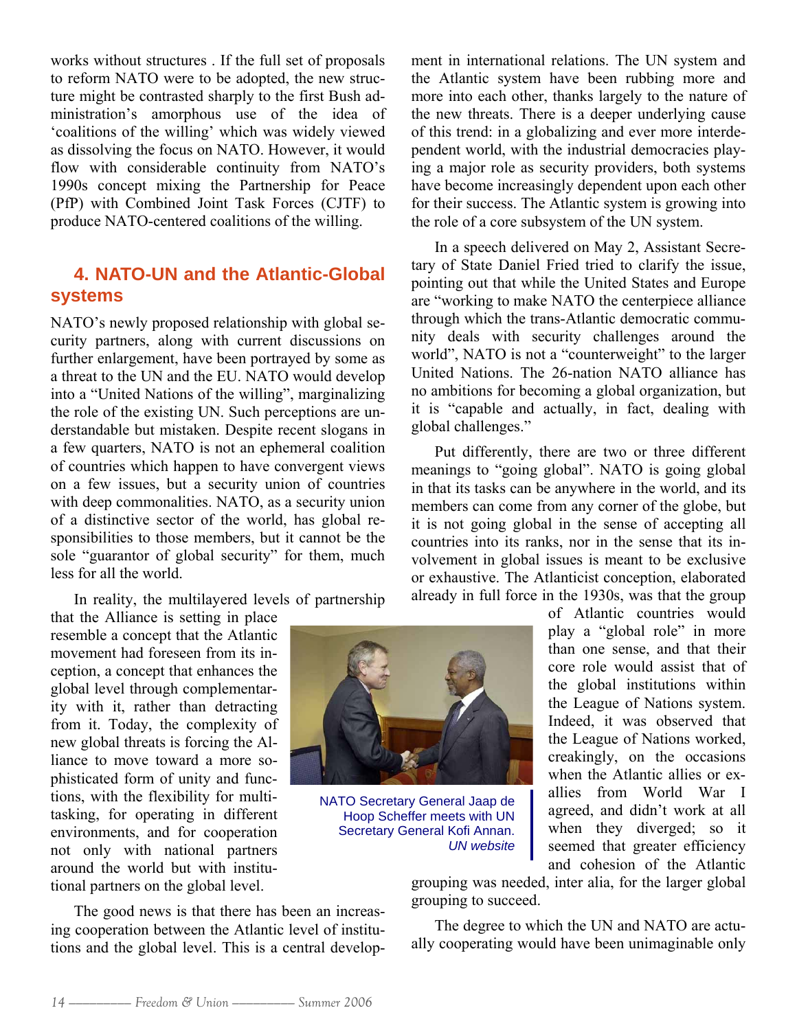works without structures . If the full set of proposals to reform NATO were to be adopted, the new structure might be contrasted sharply to the first Bush administration's amorphous use of the idea of 'coalitions of the willing' which was widely viewed as dissolving the focus on NATO. However, it would flow with considerable continuity from NATO's 1990s concept mixing the Partnership for Peace (PfP) with Combined Joint Task Forces (CJTF) to produce NATO-centered coalitions of the willing.

## 4. NATO-UN and the Atlantic-Global systems

NATO's newly proposed relationship with global security partners, along with current discussions on further enlargement, have been portrayed by some as a threat to the UN and the EU. NATO would develop into a "United Nations of the willing", marginalizing the role of the existing UN. Such perceptions are understandable but mistaken. Despite recent slogans in a few quarters, NATO is not an ephemeral coalition of countries which happen to have convergent views on a few issues, but a security union of countries with deep commonalities. NATO, as a security union of a distinctive sector of the world, has global responsibilities to those members, but it cannot be the sole "guarantor of global security" for them, much less for all the world.

In reality, the multilayered levels of partnership that the Alliance is setting in place resemble a concept that the Atlantic movement had foreseen from its inception, a concept that enhances the global level through complementarity with it, rather than detracting from it. Today, the complexity of new global threats is forcing the Alliance to move toward a more sophisticated form of unity and functions, with the flexibility for multitasking, for operating in different environments, and for cooperation not only with national partners around the world but with institutional partners on the global level.

The good news is that there has been an increasing cooperation between the Atlantic level of institutions and the global level. This is a central development in international relations. The UN system and the Atlantic system have been rubbing more and more into each other, thanks largely to the nature of the new threats. There is a deeper underlying cause of this trend: in a globalizing and ever more interdependent world, with the industrial democracies playing a major role as security providers, both systems have become increasingly dependent upon each other for their success. The Atlantic system is growing into the role of a core subsystem of the UN system.

In a speech delivered on May 2, Assistant Secretary of State Daniel Fried tried to clarify the issue, pointing out that while the United States and Europe are "working to make NATO the centerpiece alliance through which the trans-Atlantic democratic community deals with security challenges around the world", NATO is not a "counterweight" to the larger United Nations. The 26-nation NATO alliance has no ambitions for becoming a global organization, but it is "capable and actually, in fact, dealing with global challenges."

Put differently, there are two or three different meanings to "going global". NATO is going global in that its tasks can be anywhere in the world, and its members can come from any corner of the globe, but it is not going global in the sense of accepting all countries into its ranks, nor in the sense that its involvement in global issues is meant to be exclusive or exhaustive. The Atlanticist conception, elaborated already in full force in the 1930s, was that the group of Atlantic countries would play a "global role" in more than one sense, and that their core role would assist that of the global institutions within the League of Nations system. Indeed, it was observed that the League of Nations worked, creakingly, on the occasions when the Atlantic allies or ex-allies from World War I agreed, and didn't work at all when they diverged; so it seemed that greater efficiency and cohesion of the Atlantic grouping was needed, inter alia, for the larger global grouping to succeed.

NATO Secretary General Jaap de Hoop Scheffer meets with UN Secretary General Kofi Annan. *UN website*

The degree to which the UN and NATO are actually cooperating would have been unimaginable only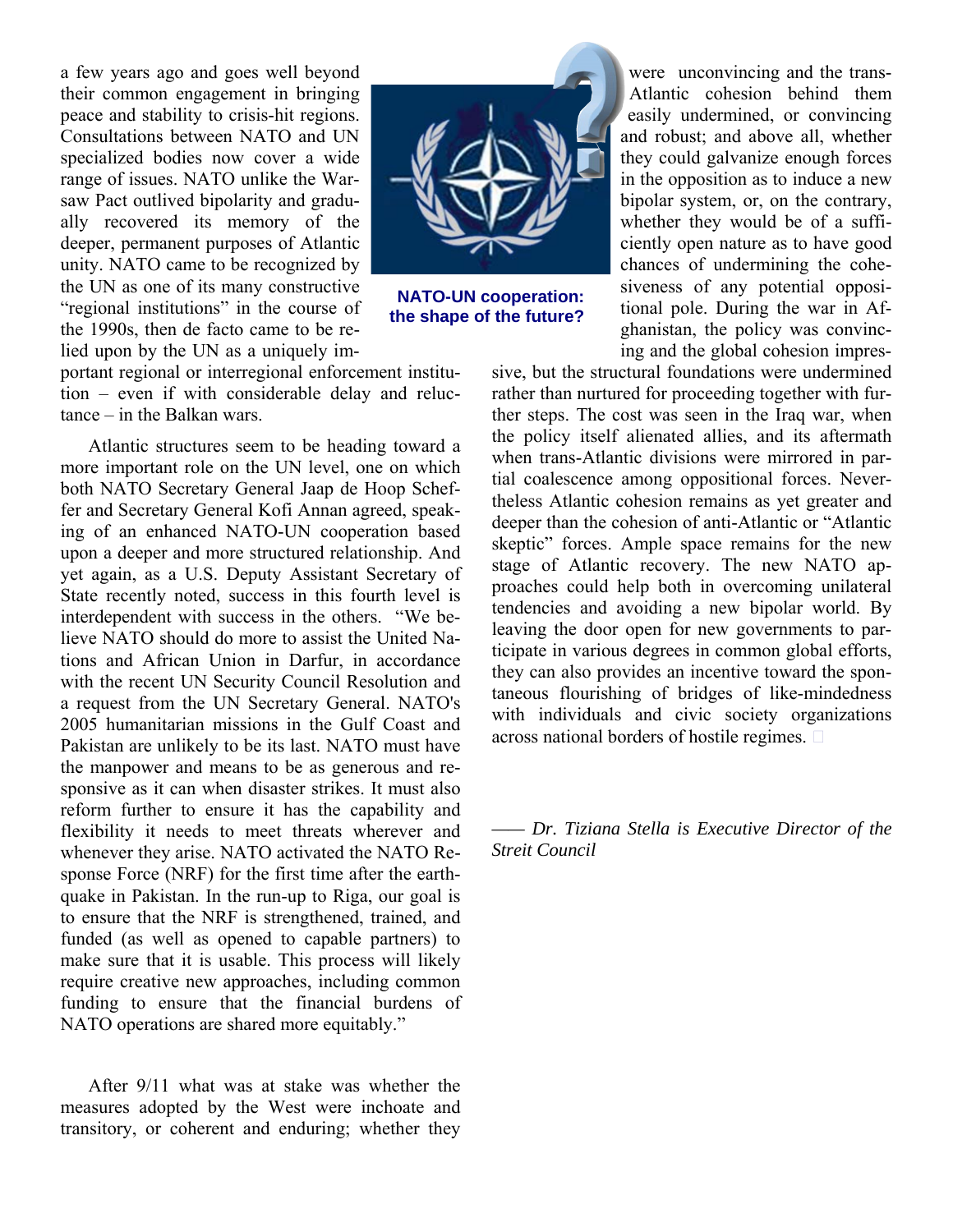a few years ago and goes well beyond their common engagement in bringing peace and stability to crisis-hit regions. Consultations between NATO and UN specialized bodies now cover a wide range of issues. NATO unlike the Warsaw Pact outlived bipolarity and gradually recovered its memory of the deeper, permanent purposes of Atlantic unity. NATO came to be recognized by the UN as one of its many constructive "regional institutions" in the course of the 1990s, then de facto came to be relied upon by the UN as a uniquely important regional or interregional enforcement institution – even if with considerable delay and reluctance – in the Balkan wars.

**NATO-UN cooperation: the shape of the future?**

Atlantic structures seem to be heading toward a more important role on the UN level, one on which both NATO Secretary General Jaap de Hoop Scheffer and Secretary General Kofi Annan agreed, speaking of an enhanced NATO-UN cooperation based upon a deeper and more structured relationship. And yet again, as a U.S. Deputy Assistant Secretary of State recently noted, success in this fourth level is interdependent with success in the others. "We believe NATO should do more to assist the United Nations and African Union in Darfur, in accordance with the recent UN Security Council Resolution and a request from the UN Secretary General. NATO's 2005 humanitarian missions in the Gulf Coast and Pakistan are unlikely to be its last. NATO must have the manpower and means to be as generous and responsive as it can when disaster strikes. It must also reform further to ensure it has the capability and flexibility it needs to meet threats wherever and whenever they arise. NATO activated the NATO Response Force (NRF) for the first time after the earthquake in Pakistan. In the run-up to Riga, our goal is to ensure that the NRF is strengthened, trained, and funded (as well as opened to capable partners) to make sure that it is usable. This process will likely require creative new approaches, including common funding to ensure that the financial burdens of NATO operations are shared more equitably."

After 9/11 what was at stake was whether the measures adopted by the West were inchoate and transitory, or coherent and enduring; whether they were unconvincing and the trans-Atlantic cohesion behind them easily undermined, or convincing and robust; and above all, whether they could galvanize enough forces in the opposition as to induce a new bipolar system, or, on the contrary, whether they would be of a sufficiently open nature as to have good chances of undermining the cohesiveness of any potential oppositional pole. During the war in Afghanistan, the policy was convincing and the global cohesion impressive, but the structural foundations were undermined rather than nurtured for proceeding together with further steps. The cost was seen in the Iraq war, when the policy itself alienated allies, and its aftermath when trans-Atlantic divisions were mirrored in partial coalescence among oppositional forces. Nevertheless Atlantic cohesion remains as yet greater and deeper than the cohesion of anti-Atlantic or "Atlantic skeptic" forces. Ample space remains for the new stage of Atlantic recovery. The new NATO approaches could help both in overcoming unilateral tendencies and avoiding a new bipolar world. By leaving the door open for new governments to participate in various degrees in common global efforts, they can also provides an incentive toward the spontaneous flourishing of bridges of like-mindedness with individuals and civic society organizations across national borders of hostile regimes.

*—— Dr. Tiziana Stella is Executive Director of the Streit Council*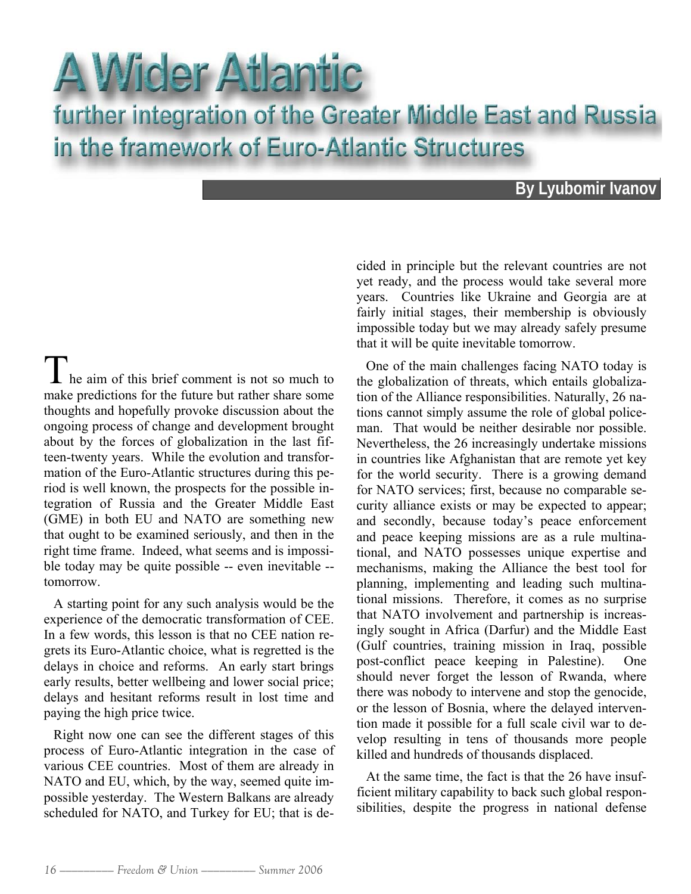# A Wider Atlantic

## further integration of the Greater Middle East and Russia in the framework of Euro-Atlantic Structures

**By Lyubomir Ivanov**

The aim of this brief comment is not so much to make predictions for the future but rather share some thoughts and hopefully provoke discussion about the ongoing process of change and development brought about by the forces of globalization in the last fifteen-twenty years. While the evolution and transformation of the Euro-Atlantic structures during this period is well known, the prospects for the possible integration of Russia and the Greater Middle East (GME) in both EU and NATO are something new that ought to be examined seriously, and then in the right time frame. Indeed, what seems and is impossible today may be quite possible -- even inevitable -- tomorrow.

A starting point for any such analysis would be the experience of the democratic transformation of CEE. In a few words, this lesson is that no CEE nation regrets its Euro-Atlantic choice, what is regretted is the delays in choice and reforms. An early start brings early results, better wellbeing and lower social price; delays and hesitant reforms result in lost time and paying the high price twice.

Right now one can see the different stages of this process of Euro-Atlantic integration in the case of various CEE countries. Most of them are already in NATO and EU, which, by the way, seemed quite impossible yesterday. The Western Balkans are already scheduled for NATO, and Turkey for EU; that is decided in principle but the relevant countries are not yet ready, and the process would take several more years. Countries like Ukraine and Georgia are at fairly initial stages, their membership is obviously impossible today but we may already safely presume that it will be quite inevitable tomorrow.

One of the main challenges facing NATO today is the globalization of threats, which entails globalization of the Alliance responsibilities. Naturally, 26 nations cannot simply assume the role of global policeman. That would be neither desirable nor possible. Nevertheless, the 26 increasingly undertake missions in countries like Afghanistan that are remote yet key for the world security. There is a growing demand for NATO services; first, because no comparable security alliance exists or may be expected to appear; and secondly, because today's peace enforcement and peace keeping missions are as a rule multinational, and NATO possesses unique expertise and mechanisms, making the Alliance the best tool for planning, implementing and leading such multinational missions. Therefore, it comes as no surprise that NATO involvement and partnership is increasingly sought in Africa (Darfur) and the Middle East (Gulf countries, training mission in Iraq, possible post-conflict peace keeping in Palestine). One should never forget the lesson of Rwanda, where there was nobody to intervene and stop the genocide, or the lesson of Bosnia, where the delayed intervention made it possible for a full scale civil war to develop resulting in tens of thousands more people killed and hundreds of thousands displaced.

At the same time, the fact is that the 26 have insufficient military capability to back such global responsibilities, despite the progress in national defense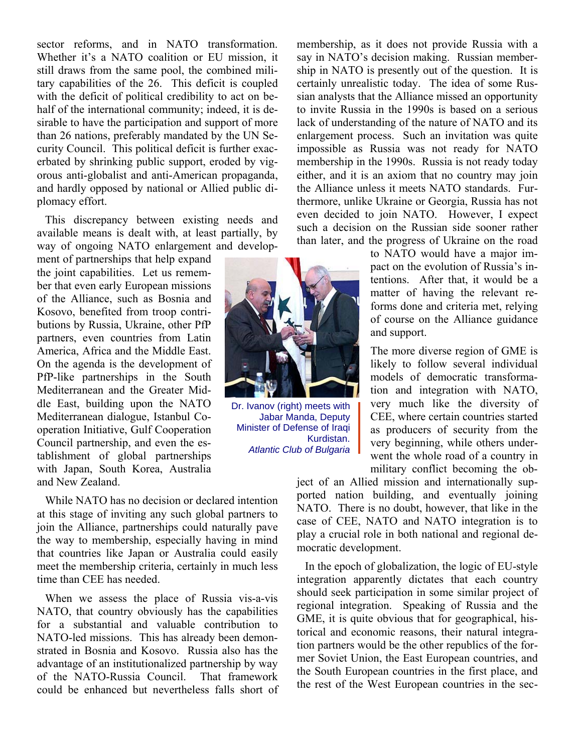sector reforms, and in NATO transformation. Whether it's a NATO coalition or EU mission, it still draws from the same pool, the combined military capabilities of the 26. This deficit is coupled with the deficit of political credibility to act on behalf of the international community; indeed, it is desirable to have the participation and support of more than 26 nations, preferably mandated by the UN Security Council. This political deficit is further exacerbated by shrinking public support, eroded by vigorous anti-globalist and anti-American propaganda, and hardly opposed by national or Allied public diplomacy effort.

This discrepancy between existing needs and available means is dealt with, at least partially, by way of ongoing NATO enlargement and development of partnerships that help expand the joint capabilities. Let us remember that even early European missions of the Alliance, such as Bosnia and Kosovo, benefited from troop contributions by Russia, Ukraine, other PfP partners, even countries from Latin America, Africa and the Middle East. On the agenda is the development of PfP-like partnerships in the South Mediterranean and the Greater Middle East, building upon the NATO Mediterranean dialogue, Istanbul Cooperation Initiative, Gulf Cooperation Council partnership, and even the establishment of global partnerships with Japan, South Korea, Australia and New Zealand.

Dr. Ivanov (right) meets with Jabar Manda, Deputy Minister of Defense of Iraqi Kurdistan. *Atlantic Club of Bulgaria*

While NATO has no decision or declared intention at this stage of inviting any such global partners to join the Alliance, partnerships could naturally pave the way to membership, especially having in mind that countries like Japan or Australia could easily meet the membership criteria, certainly in much less time than CEE has needed.

When we assess the place of Russia vis-a-vis NATO, that country obviously has the capabilities for a substantial and valuable contribution to NATO-led missions. This has already been demonstrated in Bosnia and Kosovo. Russia also has the advantage of an institutionalized partnership by way of the NATO-Russia Council. That framework could be enhanced but nevertheless falls short of membership, as it does not provide Russia with a say in NATO's decision making. Russian membership in NATO is presently out of the question. It is certainly unrealistic today. The idea of some Russian analysts that the Alliance missed an opportunity to invite Russia in the 1990s is based on a serious lack of understanding of the nature of NATO and its enlargement process. Such an invitation was quite impossible as Russia was not ready for NATO membership in the 1990s. Russia is not ready today either, and it is an axiom that no country may join the Alliance unless it meets NATO standards. Furthermore, unlike Ukraine or Georgia, Russia has not even decided to join NATO. However, I expect such a decision on the Russian side sooner rather than later, and the progress of Ukraine on the road to NATO would have a major impact on the evolution of Russia's intentions. After that, it would be a matter of having the relevant reforms done and criteria met, relying of course on the Alliance guidance and support.

The more diverse region of GME is likely to follow several individual models of democratic transformation and integration with NATO, very much like the diversity of CEE, where certain countries started as producers of security from the very beginning, while others underwent the whole road of a country in military conflict becoming the object of an Allied mission and internationally supported nation building, and eventually joining NATO. There is no doubt, however, that like in the case of CEE, NATO and NATO integration is to play a crucial role in both national and regional democratic development.

In the epoch of globalization, the logic of EU-style integration apparently dictates that each country should seek participation in some similar project of regional integration. Speaking of Russia and the GME, it is quite obvious that for geographical, historical and economic reasons, their natural integration partners would be the other republics of the former Soviet Union, the East European countries, and the South European countries in the first place, and the rest of the West European countries in the sec-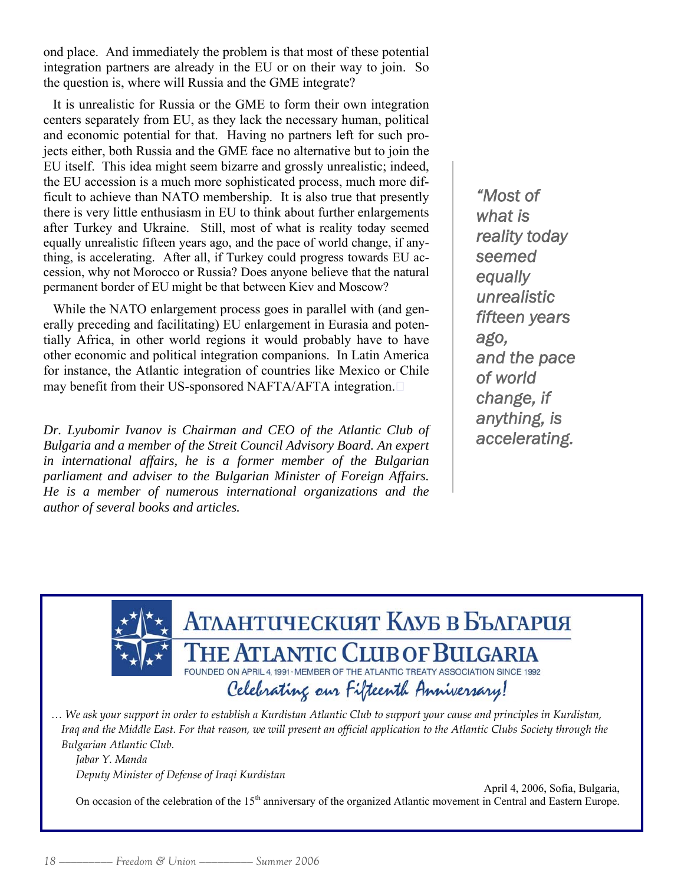ond place. And immediately the problem is that most of these potential integration partners are already in the EU or on their way to join. So the question is, where will Russia and the GME integrate?

It is unrealistic for Russia or the GME to form their own integration centers separately from EU, as they lack the necessary human, political and economic potential for that. Having no partners left for such projects either, both Russia and the GME face no alternative but to join the EU itself. This idea might seem bizarre and grossly unrealistic; indeed, the EU accession is a much more sophisticated process, much more difficult to achieve than NATO membership. It is also true that presently there is very little enthusiasm in EU to think about further enlargements after Turkey and Ukraine. Still, most of what is reality today seemed equally unrealistic fifteen years ago, and the pace of world change, if anything, is accelerating. After all, if Turkey could progress towards EU accession, why not Morocco or Russia? Does anyone believe that the natural permanent border of EU might be that between Kiev and Moscow?

*"Most of what is reality today seemed equally unrealistic fifteen years ago, and the pace of world change, if anything, is accelerating.*

While the NATO enlargement process goes in parallel with (and generally preceding and facilitating) EU enlargement in Eurasia and potentially Africa, in other world regions it would probably have to have other economic and political integration companions. In Latin America for instance, the Atlantic integration of countries like Mexico or Chile may benefit from their US-sponsored NAFTA/AFTA integration.

*Dr. Lyubomir Ivanov is Chairman and CEO of the Atlantic Club of Bulgaria and a member of the Streit Council Advisory Board. An expert in international affairs, he is a former member of the Bulgarian parliament and adviser to the Bulgarian Minister of Foreign Affairs. He is a member of numerous international organizations and the author of several books and articles.*

---

**АТЛАНТИЧЕСКИЯТ КЛУБ В БЪЛГАРИЯ**

**THE ATLANTIC CLUB OF BULGARIA**

FOUNDED ON APRIL 4, 1991 · MEMBER OF THE ATLANTIC TREATY ASSOCIATION SINCE 1992

*Celebrating our Fifteenth Anniversary!*

*… We ask your support in order to establish a Kurdistan Atlantic Club to support your cause and principles in Kurdistan, Iraq and the Middle East. For that reason, we will present an official application to the Atlantic Clubs Society through the Bulgarian Atlantic Club.*

*Jabar Y. Manda*

*Deputy Minister of Defense of Iraqi Kurdistan*

April 4, 2006, Sofia, Bulgaria,

On occasion of the celebration of the 15th anniversary of the organized Atlantic movement in Central and Eastern Europe.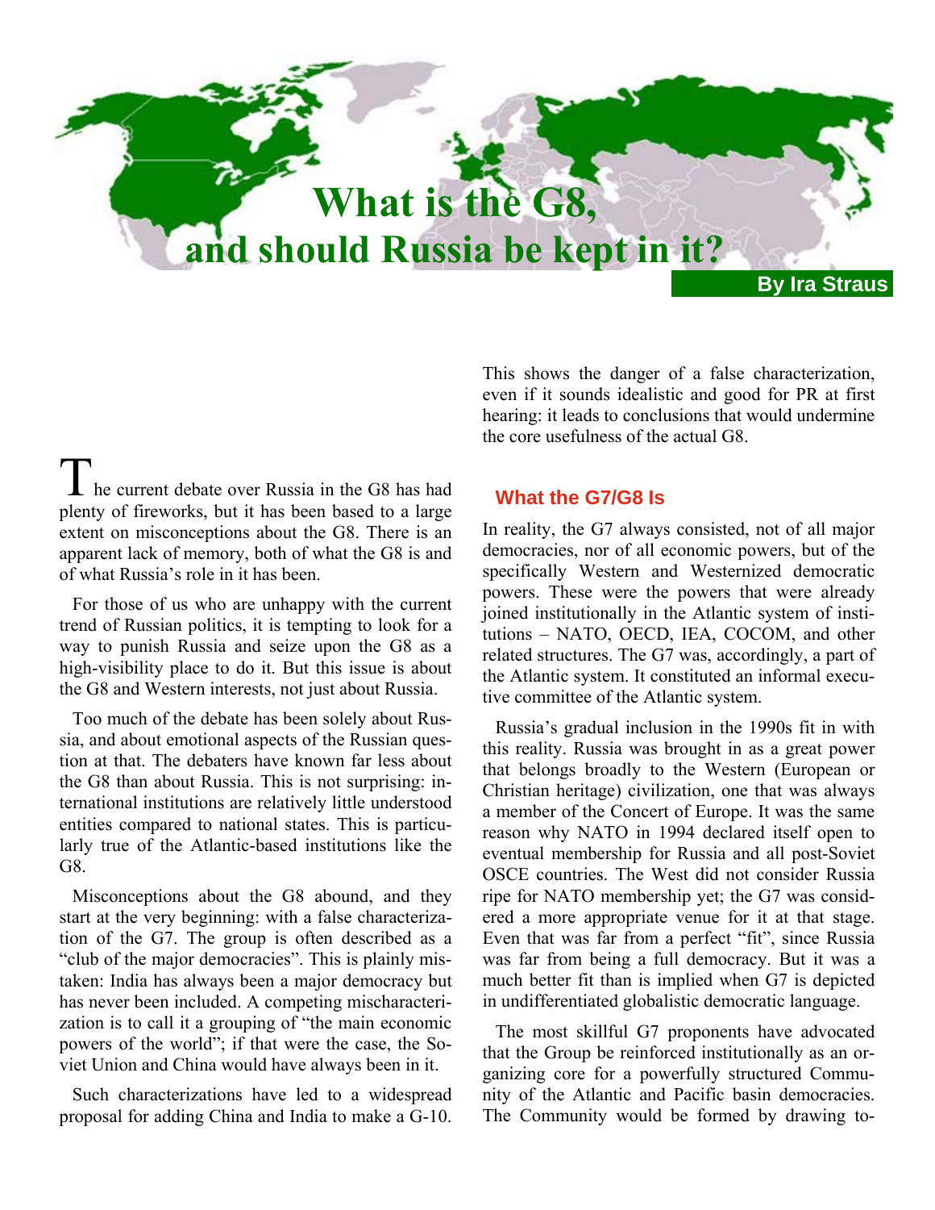# What is the G8, and should Russia be kept in it?

**By Ira Straus**

The current debate over Russia in the G8 has had plenty of fireworks, but it has been based to a large extent on misconceptions about the G8. There is an apparent lack of memory, both of what the G8 is and of what Russia's role in it has been.

For those of us who are unhappy with the current trend of Russian politics, it is tempting to look for a way to punish Russia and seize upon the G8 as a high-visibility place to do it. But this issue is about the G8 and Western interests, not just about Russia.

Too much of the debate has been solely about Russia, and about emotional aspects of the Russian question at that. The debaters have known far less about the G8 than about Russia. This is not surprising: international institutions are relatively little understood entities compared to national states. This is particularly true of the Atlantic-based institutions like the G8.

Misconceptions about the G8 abound, and they start at the very beginning: with a false characterization of the G7. The group is often described as a "club of the major democracies". This is plainly mistaken: India has always been a major democracy but has never been included. A competing mischaracterization is to call it a grouping of "the main economic powers of the world"; if that were the case, the Soviet Union and China would have always been in it.

Such characterizations have led to a widespread proposal for adding China and India to make a G-10. This shows the danger of a false characterization, even if it sounds idealistic and good for PR at first hearing: it leads to conclusions that would undermine the core usefulness of the actual G8.

## What the G7/G8 Is

In reality, the G7 always consisted, not of all major democracies, nor of all economic powers, but of the specifically Western and Westernized democratic powers. These were the powers that were already joined institutionally in the Atlantic system of institutions – NATO, OECD, IEA, COCOM, and other related structures. The G7 was, accordingly, a part of the Atlantic system. It constituted an informal executive committee of the Atlantic system.

Russia's gradual inclusion in the 1990s fit in with this reality. Russia was brought in as a great power that belongs broadly to the Western (European or Christian heritage) civilization, one that was always a member of the Concert of Europe. It was the same reason why NATO in 1994 declared itself open to eventual membership for Russia and all post-Soviet OSCE countries. The West did not consider Russia ripe for NATO membership yet; the G7 was considered a more appropriate venue for it at that stage. Even that was far from a perfect "fit", since Russia was far from being a full democracy. But it was a much better fit than is implied when G7 is depicted in undifferentiated globalistic democratic language.

The most skillful G7 proponents have advocated that the Group be reinforced institutionally as an organizing core for a powerfully structured Community of the Atlantic and Pacific basin democracies. The Community would be formed by drawing to-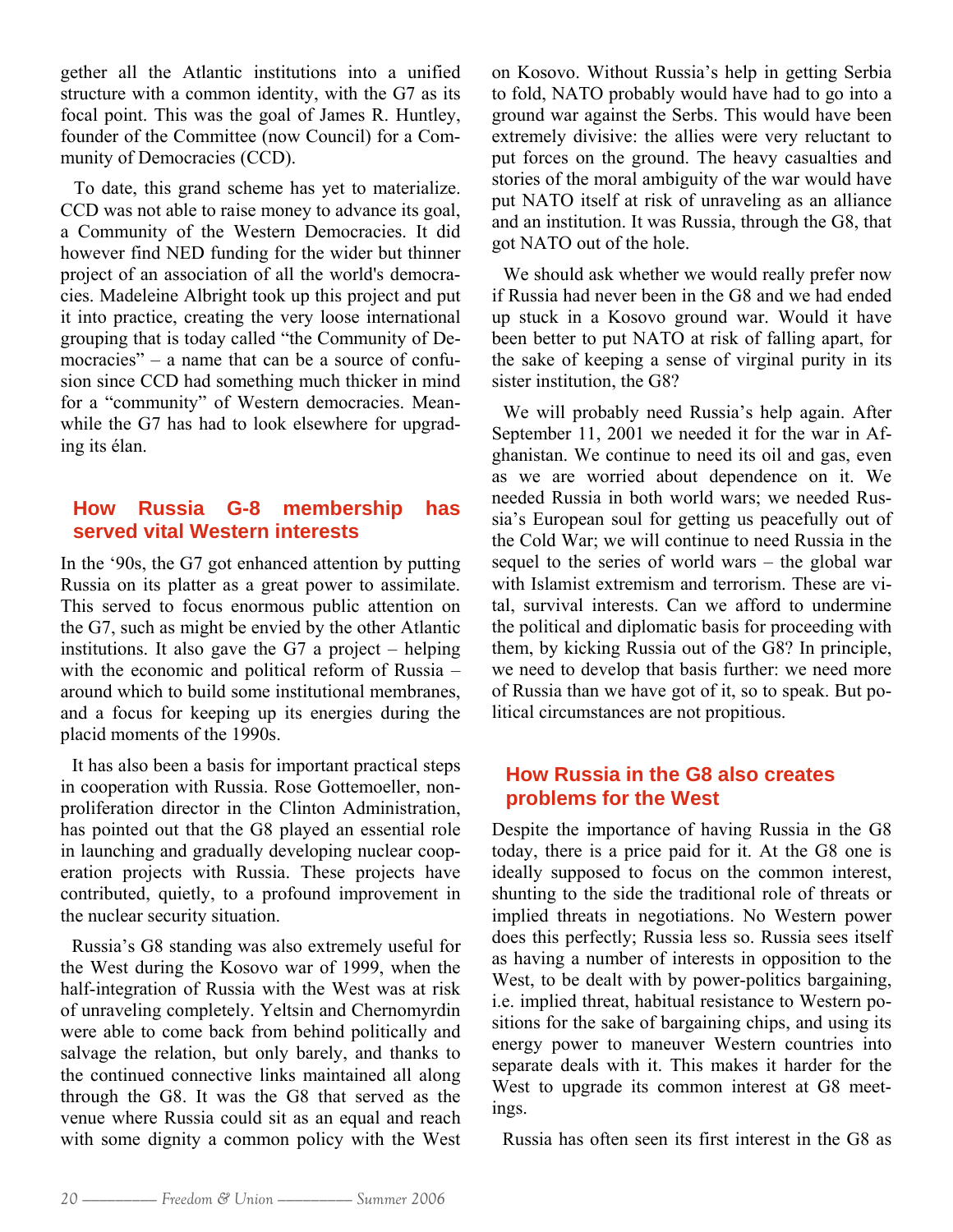gether all the Atlantic institutions into a unified structure with a common identity, with the G7 as its focal point. This was the goal of James R. Huntley, founder of the Committee (now Council) for a Community of Democracies (CCD).

To date, this grand scheme has yet to materialize. CCD was not able to raise money to advance its goal, a Community of the Western Democracies. It did however find NED funding for the wider but thinner project of an association of all the world's democracies. Madeleine Albright took up this project and put it into practice, creating the very loose international grouping that is today called "the Community of Democracies" – a name that can be a source of confusion since CCD had something much thicker in mind for a "community" of Western democracies. Meanwhile the G7 has had to look elsewhere for upgrading its élan.

## How Russia G-8 membership has served vital Western interests

In the '90s, the G7 got enhanced attention by putting Russia on its platter as a great power to assimilate. This served to focus enormous public attention on the G7, such as might be envied by the other Atlantic institutions. It also gave the G7 a project – helping with the economic and political reform of Russia – around which to build some institutional membranes, and a focus for keeping up its energies during the placid moments of the 1990s.

It has also been a basis for important practical steps in cooperation with Russia. Rose Gottemoeller, nonproliferation director in the Clinton Administration, has pointed out that the G8 played an essential role in launching and gradually developing nuclear cooperation projects with Russia. These projects have contributed, quietly, to a profound improvement in the nuclear security situation.

Russia's G8 standing was also extremely useful for the West during the Kosovo war of 1999, when the half-integration of Russia with the West was at risk of unraveling completely. Yeltsin and Chernomyrdin were able to come back from behind politically and salvage the relation, but only barely, and thanks to the continued connective links maintained all along through the G8. It was the G8 that served as the venue where Russia could sit as an equal and reach with some dignity a common policy with the West on Kosovo. Without Russia's help in getting Serbia to fold, NATO probably would have had to go into a ground war against the Serbs. This would have been extremely divisive: the allies were very reluctant to put forces on the ground. The heavy casualties and stories of the moral ambiguity of the war would have put NATO itself at risk of unraveling as an alliance and an institution. It was Russia, through the G8, that got NATO out of the hole.

We should ask whether we would really prefer now if Russia had never been in the G8 and we had ended up stuck in a Kosovo ground war. Would it have been better to put NATO at risk of falling apart, for the sake of keeping a sense of virginal purity in its sister institution, the G8?

We will probably need Russia's help again. After September 11, 2001 we needed it for the war in Afghanistan. We continue to need its oil and gas, even as we are worried about dependence on it. We needed Russia in both world wars; we needed Russia's European soul for getting us peacefully out of the Cold War; we will continue to need Russia in the sequel to the series of world wars – the global war with Islamist extremism and terrorism. These are vital, survival interests. Can we afford to undermine the political and diplomatic basis for proceeding with them, by kicking Russia out of the G8? In principle, we need to develop that basis further: we need more of Russia than we have got of it, so to speak. But political circumstances are not propitious.

## How Russia in the G8 also creates problems for the West

Despite the importance of having Russia in the G8 today, there is a price paid for it. At the G8 one is ideally supposed to focus on the common interest, shunting to the side the traditional role of threats or implied threats in negotiations. No Western power does this perfectly; Russia less so. Russia sees itself as having a number of interests in opposition to the West, to be dealt with by power-politics bargaining, i.e. implied threat, habitual resistance to Western positions for the sake of bargaining chips, and using its energy power to maneuver Western countries into separate deals with it. This makes it harder for the West to upgrade its common interest at G8 meetings.

Russia has often seen its first interest in the G8 as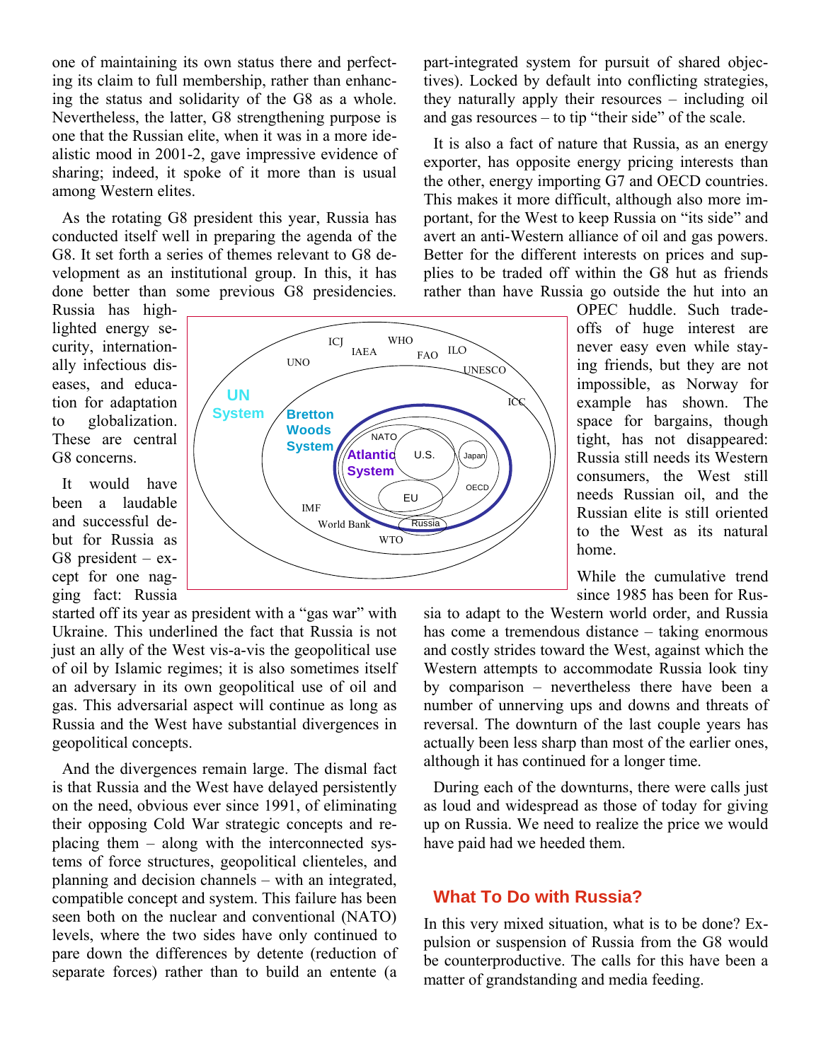one of maintaining its own status there and perfecting its claim to full membership, rather than enhancing the status and solidarity of the G8 as a whole. Nevertheless, the latter, G8 strengthening purpose is one that the Russian elite, when it was in a more idealistic mood in 2001-2, gave impressive evidence of sharing; indeed, it spoke of it more than is usual among Western elites.

As the rotating G8 president this year, Russia has conducted itself well in preparing the agenda of the G8. It set forth a series of themes relevant to G8 development as an institutional group. In this, it has done better than some previous G8 presidencies. Russia has highlighted energy security, internationally infectious diseases, and education for adaptation to globalization. These are central G8 concerns.

It would have been a laudable and successful debut for Russia as G8 president – except for one nagging fact: Russia started off its year as president with a "gas war" with Ukraine. This underlined the fact that Russia is not just an ally of the West vis-a-vis the geopolitical use of oil by Islamic regimes; it is also sometimes itself an adversary in its own geopolitical use of oil and gas. This adversarial aspect will continue as long as Russia and the West have substantial divergences in geopolitical concepts.

And the divergences remain large. The dismal fact is that Russia and the West have delayed persistently on the need, obvious ever since 1991, of eliminating their opposing Cold War strategic concepts and replacing them – along with the interconnected systems of force structures, geopolitical clienteles, and planning and decision channels – with an integrated, compatible concept and system. This failure has been seen both on the nuclear and conventional (NATO) levels, where the two sides have only continued to pare down the differences by detente (reduction of separate forces) rather than to build an entente (a part-integrated system for pursuit of shared objectives). Locked by default into conflicting strategies, they naturally apply their resources – including oil and gas resources – to tip "their side" of the scale.

It is also a fact of nature that Russia, as an energy exporter, has opposite energy pricing interests than the other, energy importing G7 and OECD countries. This makes it more difficult, although also more important, for the West to keep Russia on "its side" and avert an anti-Western alliance of oil and gas powers. Better for the different interests on prices and supplies to be traded off within the G8 hut as friends rather than have Russia go outside the hut into an OPEC huddle. Such tradeoffs of huge interest are never easy even while staying friends, but they are not impossible, as Norway for example has shown. The space for bargains, though tight, has not disappeared: Russia still needs its Western consumers, the West still needs Russian oil, and the Russian elite is still oriented to the West as its natural home.

While the cumulative trend since 1985 has been for Russia to adapt to the Western world order, and Russia has come a tremendous distance – taking enormous and costly strides toward the West, against which the Western attempts to accommodate Russia look tiny by comparison – nevertheless there have been a number of unnerving ups and downs and threats of reversal. The downturn of the last couple years has actually been less sharp than most of the earlier ones, although it has continued for a longer time.

During each of the downturns, there were calls just as loud and widespread as those of today for giving up on Russia. We need to realize the price we would have paid had we heeded them.

## What To Do with Russia?

In this very mixed situation, what is to be done? Expulsion or suspension of Russia from the G8 would be counterproductive. The calls for this have been a matter of grandstanding and media feeding.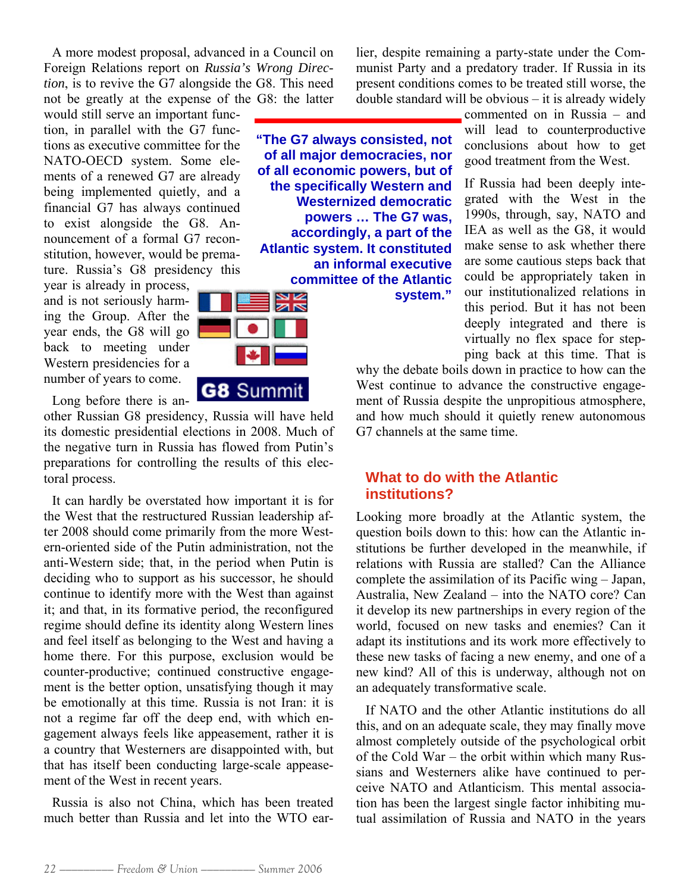A more modest proposal, advanced in a Council on Foreign Relations report on *Russia's Wrong Direction*, is to revive the G7 alongside the G8. This need not be greatly at the expense of the G8: the latter would still serve an important function, in parallel with the G7 functions as executive committee for the NATO-OECD system. Some elements of a renewed G7 are already being implemented quietly, and a financial G7 has always continued to exist alongside the G8. Announcement of a formal G7 reconstitution, however, would be premature. Russia's G8 presidency this year is already in process, and is not seriously harming the Group. After the year ends, the G8 will go back to meeting under Western presidencies for a number of years to come.

**"The G7 always consisted, not of all major democracies, nor of all economic powers, but of the specifically Western and Westernized democratic powers … The G7 was, accordingly, a part of the Atlantic system. It constituted an informal executive committee of the Atlantic system."**

Long before there is another Russian G8 presidency, Russia will have held its domestic presidential elections in 2008. Much of the negative turn in Russia has flowed from Putin's preparations for controlling the results of this electoral process.

It can hardly be overstated how important it is for the West that the restructured Russian leadership after 2008 should come primarily from the more Western-oriented side of the Putin administration, not the anti-Western side; that, in the period when Putin is deciding who to support as his successor, he should continue to identify more with the West than against it; and that, in its formative period, the reconfigured regime should define its identity along Western lines and feel itself as belonging to the West and having a home there. For this purpose, exclusion would be counter-productive; continued constructive engagement is the better option, unsatisfying though it may be emotionally at this time. Russia is not Iran: it is not a regime far off the deep end, with which engagement always feels like appeasement, rather it is a country that Westerners are disappointed with, but that has itself been conducting large-scale appeasement of the West in recent years.

Russia is also not China, which has been treated much better than Russia and let into the WTO earlier, despite remaining a party-state under the Communist Party and a predatory trader. If Russia in its present conditions comes to be treated still worse, the double standard will be obvious – it is already widely commented on in Russia – and will lead to counterproductive conclusions about how to get good treatment from the West.

If Russia had been deeply integrated with the West in the 1990s, through, say, NATO and IEA as well as the G8, it would make sense to ask whether there are some cautious steps back that could be appropriately taken in our institutionalized relations in this period. But it has not been deeply integrated and there is virtually no flex space for stepping back at this time. That is why the debate boils down in practice to how can the West continue to advance the constructive engagement of Russia despite the unpropitious atmosphere, and how much should it quietly renew autonomous G7 channels at the same time.

## What to do with the Atlantic institutions?

Looking more broadly at the Atlantic system, the question boils down to this: how can the Atlantic institutions be further developed in the meanwhile, if relations with Russia are stalled? Can the Alliance complete the assimilation of its Pacific wing – Japan, Australia, New Zealand – into the NATO core? Can it develop its new partnerships in every region of the world, focused on new tasks and enemies? Can it adapt its institutions and its work more effectively to these new tasks of facing a new enemy, and one of a new kind? All of this is underway, although not on an adequately transformative scale.

If NATO and the other Atlantic institutions do all this, and on an adequate scale, they may finally move almost completely outside of the psychological orbit of the Cold War – the orbit within which many Russians and Westerners alike have continued to perceive NATO and Atlanticism. This mental association has been the largest single factor inhibiting mutual assimilation of Russia and NATO in the years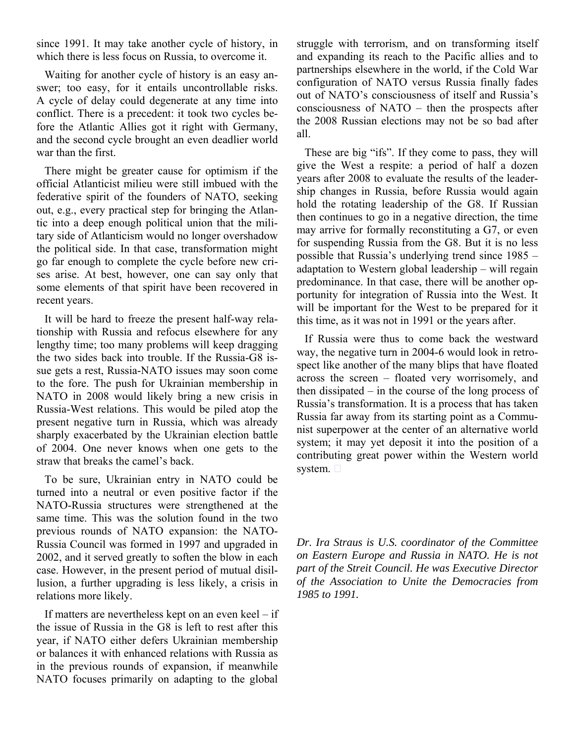since 1991. It may take another cycle of history, in which there is less focus on Russia, to overcome it.

Waiting for another cycle of history is an easy answer; too easy, for it entails uncontrollable risks. A cycle of delay could degenerate at any time into conflict. There is a precedent: it took two cycles before the Atlantic Allies got it right with Germany, and the second cycle brought an even deadlier world war than the first.

There might be greater cause for optimism if the official Atlanticist milieu were still imbued with the federative spirit of the founders of NATO, seeking out, e.g., every practical step for bringing the Atlantic into a deep enough political union that the military side of Atlanticism would no longer overshadow the political side. In that case, transformation might go far enough to complete the cycle before new crises arise. At best, however, one can say only that some elements of that spirit have been recovered in recent years.

It will be hard to freeze the present half-way relationship with Russia and refocus elsewhere for any lengthy time; too many problems will keep dragging the two sides back into trouble. If the Russia-G8 issue gets a rest, Russia-NATO issues may soon come to the fore. The push for Ukrainian membership in NATO in 2008 would likely bring a new crisis in Russia-West relations. This would be piled atop the present negative turn in Russia, which was already sharply exacerbated by the Ukrainian election battle of 2004. One never knows when one gets to the straw that breaks the camel's back.

To be sure, Ukrainian entry in NATO could be turned into a neutral or even positive factor if the NATO-Russia structures were strengthened at the same time. This was the solution found in the two previous rounds of NATO expansion: the NATO-Russia Council was formed in 1997 and upgraded in 2002, and it served greatly to soften the blow in each case. However, in the present period of mutual disillusion, a further upgrading is less likely, a crisis in relations more likely.

If matters are nevertheless kept on an even keel – if the issue of Russia in the G8 is left to rest after this year, if NATO either defers Ukrainian membership or balances it with enhanced relations with Russia as in the previous rounds of expansion, if meanwhile NATO focuses primarily on adapting to the global struggle with terrorism, and on transforming itself and expanding its reach to the Pacific allies and to partnerships elsewhere in the world, if the Cold War configuration of NATO versus Russia finally fades out of NATO's consciousness of itself and Russia's consciousness of NATO – then the prospects after the 2008 Russian elections may not be so bad after all.

These are big "ifs". If they come to pass, they will give the West a respite: a period of half a dozen years after 2008 to evaluate the results of the leadership changes in Russia, before Russia would again hold the rotating leadership of the G8. If Russian then continues to go in a negative direction, the time may arrive for formally reconstituting a G7, or even for suspending Russia from the G8. But it is no less possible that Russia's underlying trend since 1985 – adaptation to Western global leadership – will regain predominance. In that case, there will be another opportunity for integration of Russia into the West. It will be important for the West to be prepared for it this time, as it was not in 1991 or the years after.

If Russia were thus to come back the westward way, the negative turn in 2004-6 would look in retrospect like another of the many blips that have floated across the screen – floated very worrisomely, and then dissipated – in the course of the long process of Russia's transformation. It is a process that has taken Russia far away from its starting point as a Communist superpower at the center of an alternative world system; it may yet deposit it into the position of a contributing great power within the Western world system.

*Dr. Ira Straus is U.S. coordinator of the Committee on Eastern Europe and Russia in NATO. He is not part of the Streit Council. He was Executive Director of the Association to Unite the Democracies from 1985 to 1991.*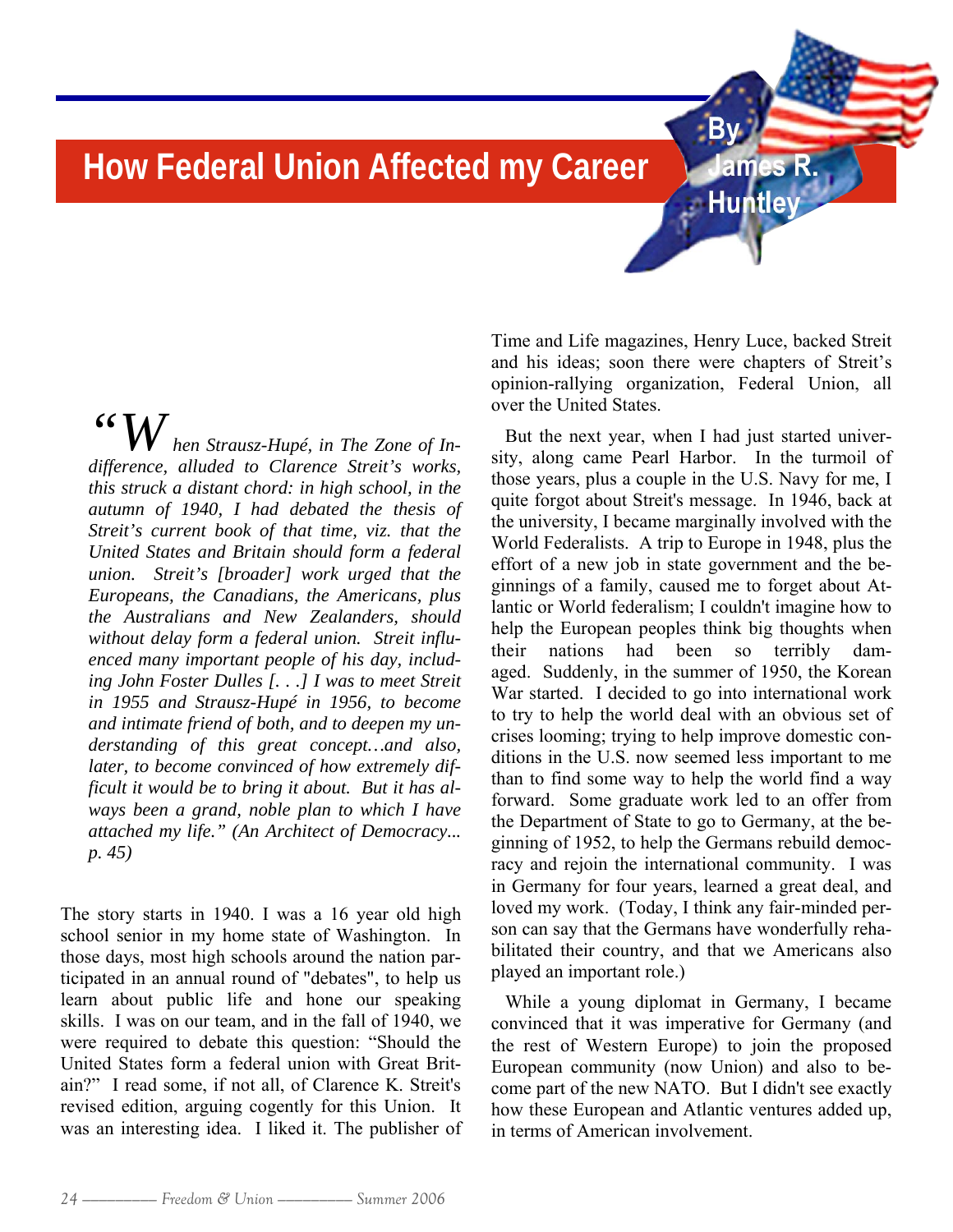# How Federal Union Affected my Career

**By James R. Huntley**

*"When Strausz-Hupé, in The Zone of Indifference, alluded to Clarence Streit's works, this struck a distant chord: in high school, in the autumn of 1940, I had debated the thesis of Streit's current book of that time, viz. that the United States and Britain should form a federal union. Streit's [broader] work urged that the Europeans, the Canadians, the Americans, plus the Australians and New Zealanders, should without delay form a federal union. Streit influenced many important people of his day, including John Foster Dulles [. . .] I was to meet Streit in 1955 and Strausz-Hupé in 1956, to become and intimate friend of both, and to deepen my understanding of this great concept…and also, later, to become convinced of how extremely difficult it would be to bring it about. But it has always been a grand, noble plan to which I have attached my life." (An Architect of Democracy... p. 45)*

The story starts in 1940. I was a 16 year old high school senior in my home state of Washington. In those days, most high schools around the nation participated in an annual round of "debates", to help us learn about public life and hone our speaking skills. I was on our team, and in the fall of 1940, we were required to debate this question: "Should the United States form a federal union with Great Britain?" I read some, if not all, of Clarence K. Streit's revised edition, arguing cogently for this Union. It was an interesting idea. I liked it. The publisher of Time and Life magazines, Henry Luce, backed Streit and his ideas; soon there were chapters of Streit's opinion-rallying organization, Federal Union, all over the United States.

But the next year, when I had just started university, along came Pearl Harbor. In the turmoil of those years, plus a couple in the U.S. Navy for me, I quite forgot about Streit's message. In 1946, back at the university, I became marginally involved with the World Federalists. A trip to Europe in 1948, plus the effort of a new job in state government and the beginnings of a family, caused me to forget about Atlantic or World federalism; I couldn't imagine how to help the European peoples think big thoughts when their nations had been so terribly damaged. Suddenly, in the summer of 1950, the Korean War started. I decided to go into international work to try to help the world deal with an obvious set of crises looming; trying to help improve domestic conditions in the U.S. now seemed less important to me than to find some way to help the world find a way forward. Some graduate work led to an offer from the Department of State to go to Germany, at the beginning of 1952, to help the Germans rebuild democracy and rejoin the international community. I was in Germany for four years, learned a great deal, and loved my work. (Today, I think any fair-minded person can say that the Germans have wonderfully rehabilitated their country, and that we Americans also played an important role.)

While a young diplomat in Germany, I became convinced that it was imperative for Germany (and the rest of Western Europe) to join the proposed European community (now Union) and also to become part of the new NATO. But I didn't see exactly how these European and Atlantic ventures added up, in terms of American involvement.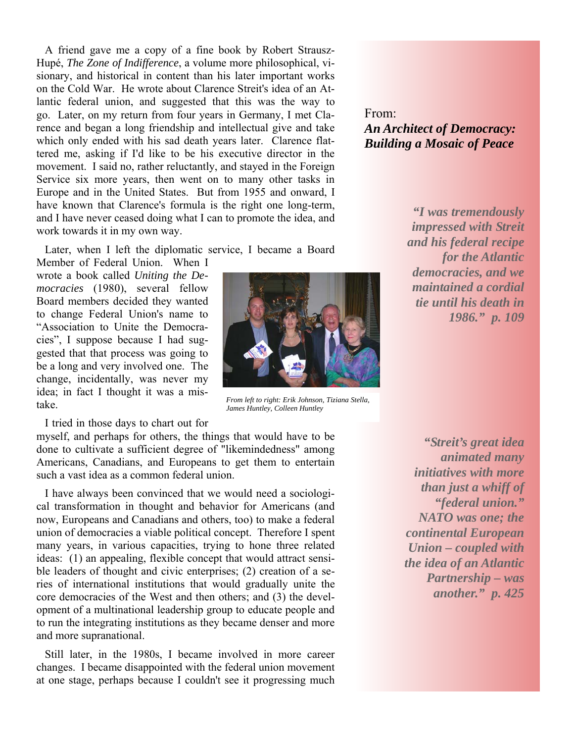A friend gave me a copy of a fine book by Robert Strausz-Hupé, *The Zone of Indifference*, a volume more philosophical, visionary, and historical in content than his later important works on the Cold War. He wrote about Clarence Streit's idea of an Atlantic federal union, and suggested that this was the way to go. Later, on my return from four years in Germany, I met Clarence and began a long friendship and intellectual give and take which only ended with his sad death years later. Clarence flattered me, asking if I'd like to be his executive director in the movement. I said no, rather reluctantly, and stayed in the Foreign Service six more years, then went on to many other tasks in Europe and in the United States. But from 1955 and onward, I have known that Clarence's formula is the right one long-term, and I have never ceased doing what I can to promote the idea, and work towards it in my own way.

Later, when I left the diplomatic service, I became a Board Member of Federal Union. When I wrote a book called *Uniting the Democracies* (1980), several fellow Board members decided they wanted to change Federal Union's name to "Association to Unite the Democracies", I suppose because I had suggested that that process was going to be a long and very involved one. The change, incidentally, was never my idea; in fact I thought it was a mistake.

*From left to right: Erik Johnson, Tiziana Stella, James Huntley, Colleen Huntley*

I tried in those days to chart out for myself, and perhaps for others, the things that would have to be done to cultivate a sufficient degree of "likemindedness" among Americans, Canadians, and Europeans to get them to entertain such a vast idea as a common federal union.

I have always been convinced that we would need a sociological transformation in thought and behavior for Americans (and now, Europeans and Canadians and others, too) to make a federal union of democracies a viable political concept. Therefore I spent many years, in various capacities, trying to hone three related ideas: (1) an appealing, flexible concept that would attract sensible leaders of thought and civic enterprises; (2) creation of a series of international institutions that would gradually unite the core democracies of the West and then others; and (3) the development of a multinational leadership group to educate people and to run the integrating institutions as they became denser and more and more supranational.

Still later, in the 1980s, I became involved in more career changes. I became disappointed with the federal union movement at one stage, perhaps because I couldn't see it progressing much

From:
***An Architect of Democracy: Building a Mosaic of Peace***

***"I was tremendously impressed with Streit and his federal recipe for the Atlantic democracies, and we maintained a cordial tie until his death in 1986." p. 109***

***"Streit's great idea animated many initiatives with more than just a whiff of "federal union." NATO was one; the continental European Union – coupled with the idea of an Atlantic Partnership – was another." p. 425***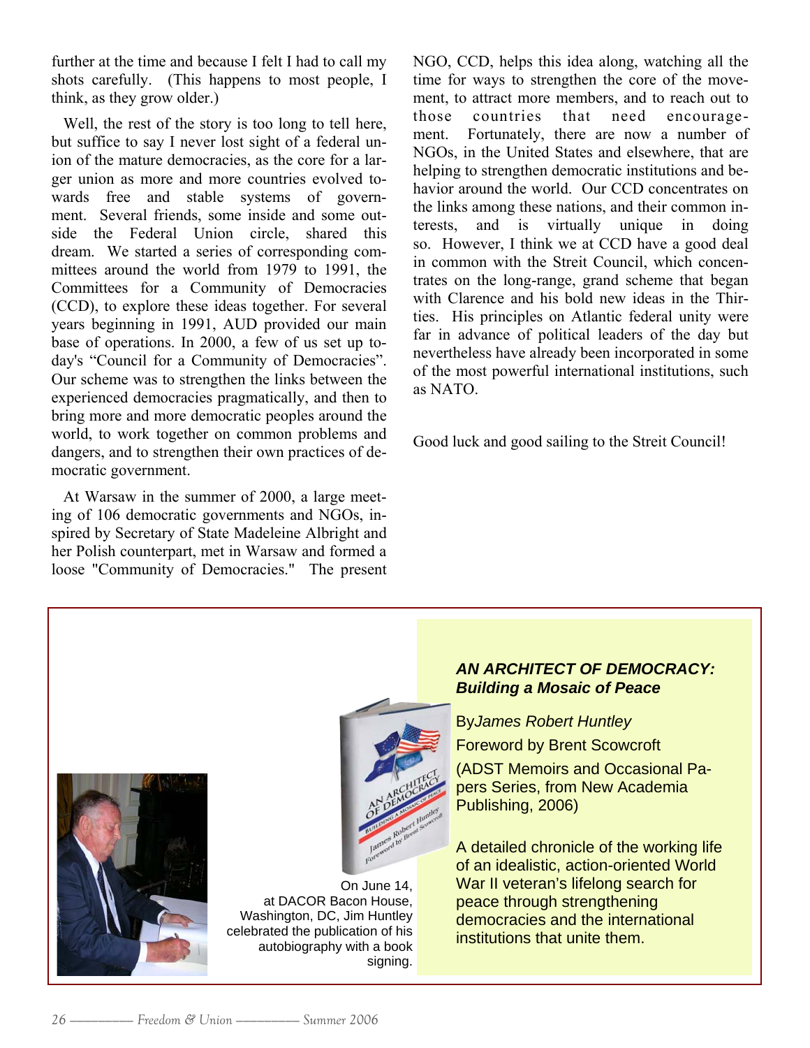further at the time and because I felt I had to call my shots carefully. (This happens to most people, I think, as they grow older.)

Well, the rest of the story is too long to tell here, but suffice to say I never lost sight of a federal union of the mature democracies, as the core for a larger union as more and more countries evolved towards free and stable systems of government. Several friends, some inside and some outside the Federal Union circle, shared this dream. We started a series of corresponding committees around the world from 1979 to 1991, the Committees for a Community of Democracies (CCD), to explore these ideas together. For several years beginning in 1991, AUD provided our main base of operations. In 2000, a few of us set up today's "Council for a Community of Democracies". Our scheme was to strengthen the links between the experienced democracies pragmatically, and then to bring more and more democratic peoples around the world, to work together on common problems and dangers, and to strengthen their own practices of democratic government.

At Warsaw in the summer of 2000, a large meeting of 106 democratic governments and NGOs, inspired by Secretary of State Madeleine Albright and her Polish counterpart, met in Warsaw and formed a loose "Community of Democracies." The present NGO, CCD, helps this idea along, watching all the time for ways to strengthen the core of the movement, to attract more members, and to reach out to those countries that need encouragement. Fortunately, there are now a number of NGOs, in the United States and elsewhere, that are helping to strengthen democratic institutions and behavior around the world. Our CCD concentrates on the links among these nations, and their common interests, and is virtually unique in doing so. However, I think we at CCD have a good deal in common with the Streit Council, which concentrates on the long-range, grand scheme that began with Clarence and his bold new ideas in the Thirties. His principles on Atlantic federal unity were far in advance of political leaders of the day but nevertheless have already been incorporated in some of the most powerful international institutions, such as NATO.

Good luck and good sailing to the Streit Council!

On June 14, at DACOR Bacon House, Washington, DC, Jim Huntley celebrated the publication of his autobiography with a book signing.

***AN ARCHITECT OF DEMOCRACY: Building a Mosaic of Peace***

By *James Robert Huntley*

Foreword by Brent Scowcroft

(ADST Memoirs and Occasional Papers Series, from New Academia Publishing, 2006)

A detailed chronicle of the working life of an idealistic, action-oriented World War II veteran's lifelong search for peace through strengthening democracies and the international institutions that unite them.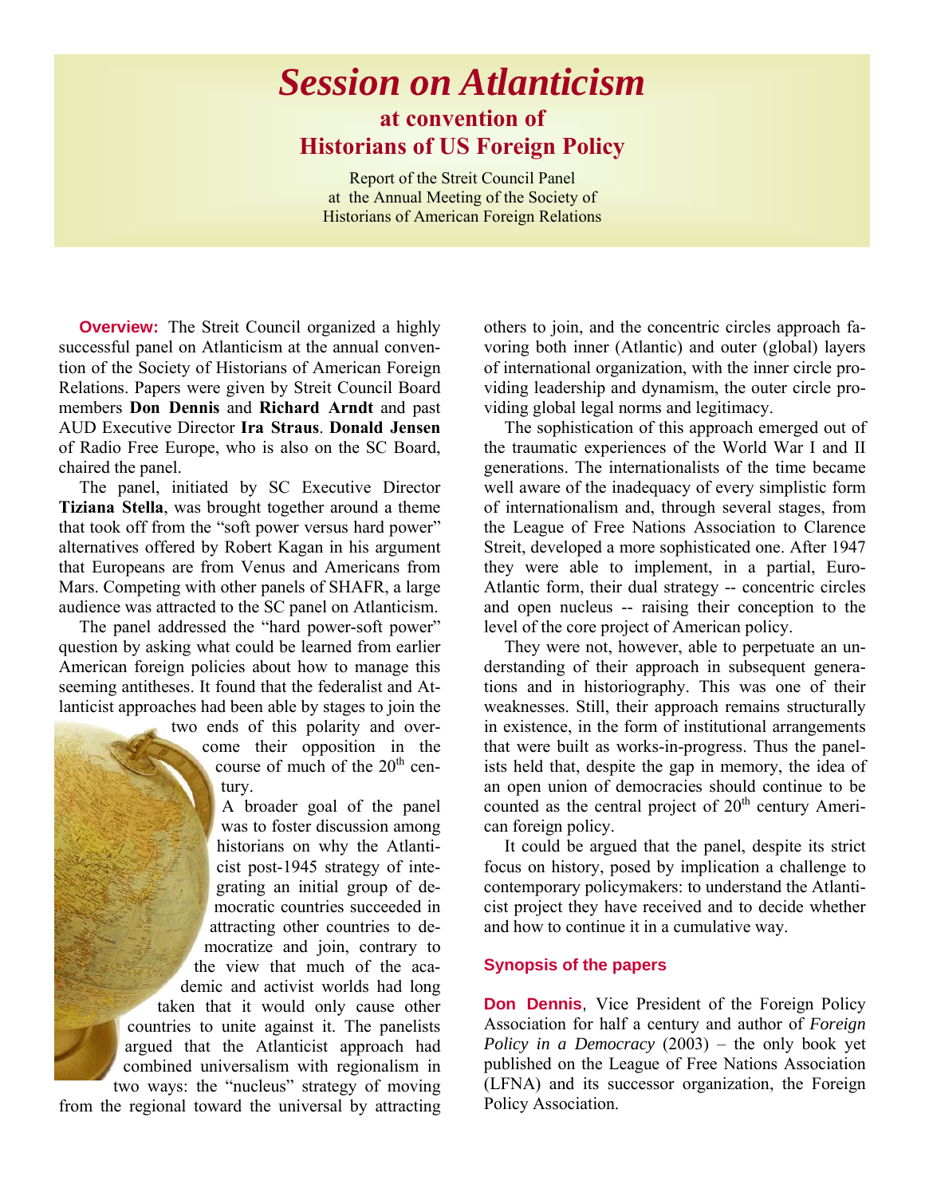# *Session on Atlanticism*

## at convention of Historians of US Foreign Policy

Report of the Streit Council Panel at the Annual Meeting of the Society of Historians of American Foreign Relations

**Overview:** The Streit Council organized a highly successful panel on Atlanticism at the annual convention of the Society of Historians of American Foreign Relations. Papers were given by Streit Council Board members **Don Dennis** and **Richard Arndt** and past AUD Executive Director **Ira Straus**. **Donald Jensen** of Radio Free Europe, who is also on the SC Board, chaired the panel.

The panel, initiated by SC Executive Director **Tiziana Stella**, was brought together around a theme that took off from the "soft power versus hard power" alternatives offered by Robert Kagan in his argument that Europeans are from Venus and Americans from Mars. Competing with other panels of SHAFR, a large audience was attracted to the SC panel on Atlanticism.

The panel addressed the "hard power-soft power" question by asking what could be learned from earlier American foreign policies about how to manage this seeming antitheses. It found that the federalist and Atlanticist approaches had been able by stages to join the two ends of this polarity and overcome their opposition in the course of much of the 20th century.

A broader goal of the panel was to foster discussion among historians on why the Atlanticist post-1945 strategy of integrating an initial group of democratic countries succeeded in attracting other countries to democratize and join, contrary to the view that much of the academic and activist worlds had long taken that it would only cause other countries to unite against it. The panelists argued that the Atlanticist approach had combined universalism with regionalism in two ways: the "nucleus" strategy of moving from the regional toward the universal by attracting others to join, and the concentric circles approach favoring both inner (Atlantic) and outer (global) layers of international organization, with the inner circle providing leadership and dynamism, the outer circle providing global legal norms and legitimacy.

The sophistication of this approach emerged out of the traumatic experiences of the World War I and II generations. The internationalists of the time became well aware of the inadequacy of every simplistic form of internationalism and, through several stages, from the League of Free Nations Association to Clarence Streit, developed a more sophisticated one. After 1947 they were able to implement, in a partial, Euro-Atlantic form, their dual strategy -- concentric circles and open nucleus -- raising their conception to the level of the core project of American policy.

They were not, however, able to perpetuate an understanding of their approach in subsequent generations and in historiography. This was one of their weaknesses. Still, their approach remains structurally in existence, in the form of institutional arrangements that were built as works-in-progress. Thus the panelists held that, despite the gap in memory, the idea of an open union of democracies should continue to be counted as the central project of 20th century American foreign policy.

It could be argued that the panel, despite its strict focus on history, posed by implication a challenge to contemporary policymakers: to understand the Atlanticist project they have received and to decide whether and how to continue it in a cumulative way.

### Synopsis of the papers

**Don Dennis**, Vice President of the Foreign Policy Association for half a century and author of *Foreign Policy in a Democracy* (2003) – the only book yet published on the League of Free Nations Association (LFNA) and its successor organization, the Foreign Policy Association.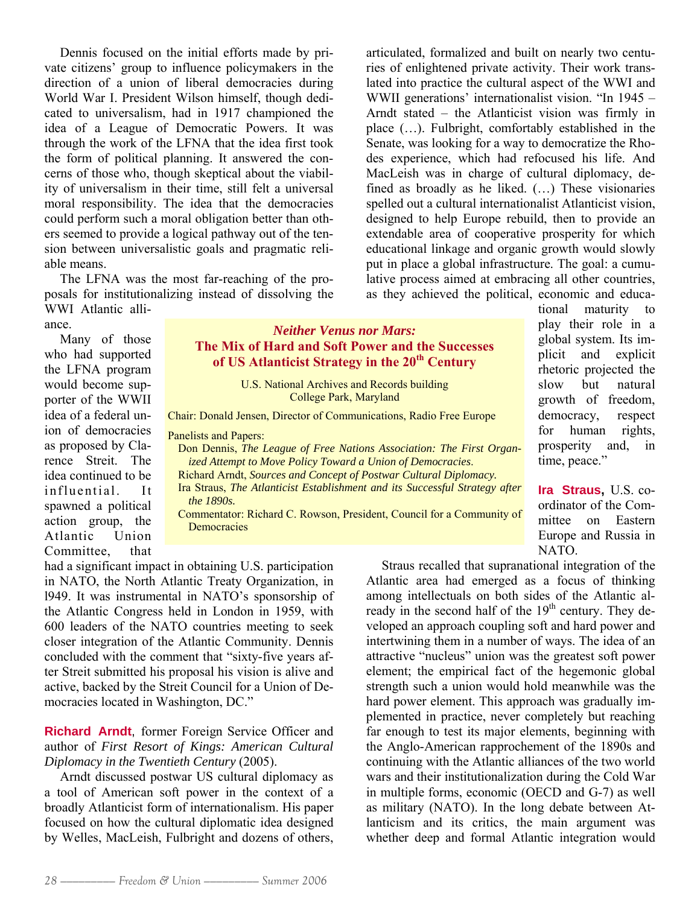Dennis focused on the initial efforts made by private citizens' group to influence policymakers in the direction of a union of liberal democracies during World War I. President Wilson himself, though dedicated to universalism, had in 1917 championed the idea of a League of Democratic Powers. It was through the work of the LFNA that the idea first took the form of political planning. It answered the concerns of those who, though skeptical about the viability of universalism in their time, still felt a universal moral responsibility. The idea that the democracies could perform such a moral obligation better than others seemed to provide a logical pathway out of the tension between universalistic goals and pragmatic reliable means.

The LFNA was the most far-reaching of the proposals for institutionalizing instead of dissolving the WWI Atlantic alliance.

Many of those who had supported the LFNA program would become supporter of the WWII idea of a federal union of democracies as proposed by Clarence Streit. The idea continued to be influential. It spawned a political action group, the Atlantic Union Committee, that had a significant impact in obtaining U.S. participation in NATO, the North Atlantic Treaty Organization, in l949. It was instrumental in NATO's sponsorship of the Atlantic Congress held in London in 1959, with 600 leaders of the NATO countries meeting to seek closer integration of the Atlantic Community. Dennis concluded with the comment that "sixty-five years after Streit submitted his proposal his vision is alive and active, backed by the Streit Council for a Union of Democracies located in Washington, DC."

**Richard Arndt**, former Foreign Service Officer and author of *First Resort of Kings: American Cultural Diplomacy in the Twentieth Century* (2005).

Arndt discussed postwar US cultural diplomacy as a tool of American soft power in the context of a broadly Atlanticist form of internationalism. His paper focused on how the cultural diplomatic idea designed by Welles, MacLeish, Fulbright and dozens of others, articulated, formalized and built on nearly two centuries of enlightened private activity. Their work translated into practice the cultural aspect of the WWI and WWII generations' internationalist vision. "In 1945 – Arndt stated – the Atlanticist vision was firmly in place (…). Fulbright, comfortably established in the Senate, was looking for a way to democratize the Rhodes experience, which had refocused his life. And MacLeish was in charge of cultural diplomacy, defined as broadly as he liked. (…) These visionaries spelled out a cultural internationalist Atlanticist vision, designed to help Europe rebuild, then to provide an extendable area of cooperative prosperity for which educational linkage and organic growth would slowly put in place a global infrastructure. The goal: a cumulative process aimed at embracing all other countries, as they achieved the political, economic and educational maturity to play their role in a global system. Its implicit and explicit rhetoric projected the slow but natural growth of freedom, democracy, respect for human rights, prosperity and, in time, peace."

> ***Neither Venus nor Mars:***
> **The Mix of Hard and Soft Power and the Successes of US Atlanticist Strategy in the 20th Century**
>
> U.S. National Archives and Records building
> College Park, Maryland
>
> Chair: Donald Jensen, Director of Communications, Radio Free Europe
>
> Panelists and Papers:
>
> Don Dennis, *The League of Free Nations Association: The First Organized Attempt to Move Policy Toward a Union of Democracies.*
>
> Richard Arndt, *Sources and Concept of Postwar Cultural Diplomacy.*
>
> Ira Straus, *The Atlanticist Establishment and its Successful Strategy after the 1890s.*
>
> Commentator: Richard C. Rowson, President, Council for a Community of Democracies

**Ira Straus,** U.S. coordinator of the Committee on Eastern Europe and Russia in NATO.

Straus recalled that supranational integration of the Atlantic area had emerged as a focus of thinking among intellectuals on both sides of the Atlantic already in the second half of the 19th century. They developed an approach coupling soft and hard power and intertwining them in a number of ways. The idea of an attractive "nucleus" union was the greatest soft power element; the empirical fact of the hegemonic global strength such a union would hold meanwhile was the hard power element. This approach was gradually implemented in practice, never completely but reaching far enough to test its major elements, beginning with the Anglo-American rapprochement of the 1890s and continuing with the Atlantic alliances of the two world wars and their institutionalization during the Cold War in multiple forms, economic (OECD and G-7) as well as military (NATO). In the long debate between Atlanticism and its critics, the main argument was whether deep and formal Atlantic integration would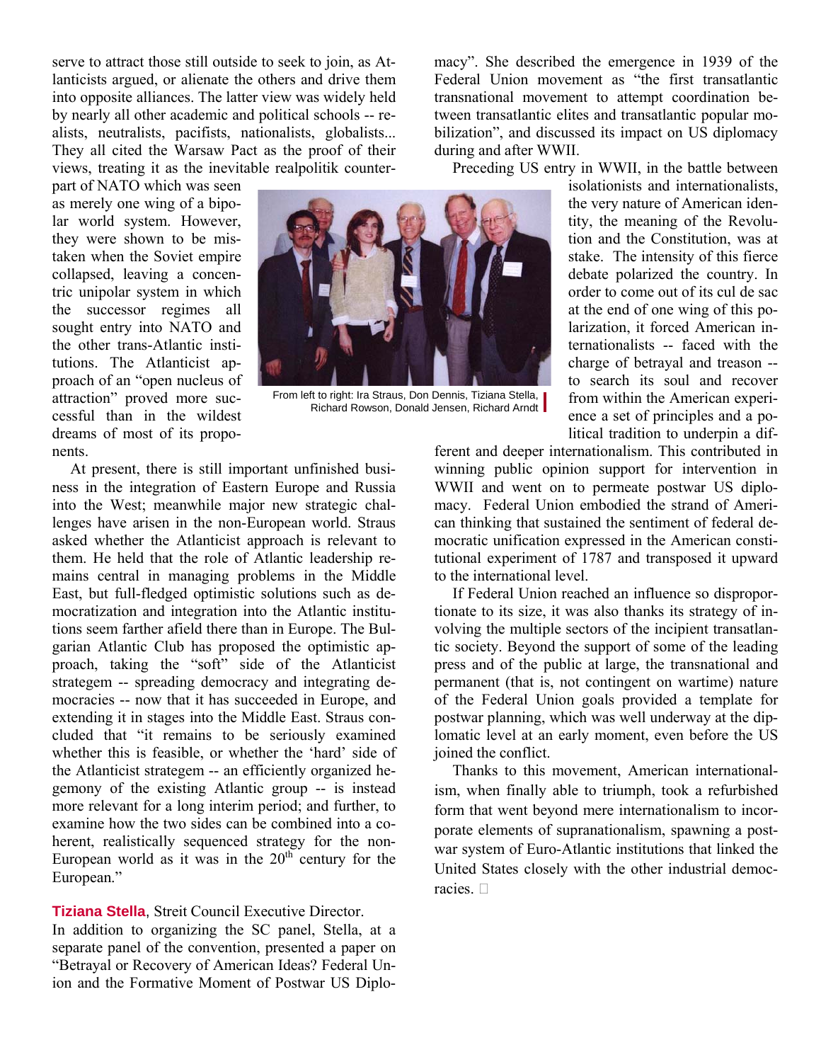serve to attract those still outside to seek to join, as Atlanticists argued, or alienate the others and drive them into opposite alliances. The latter view was widely held by nearly all other academic and political schools -- realists, neutralists, pacifists, nationalists, globalists... They all cited the Warsaw Pact as the proof of their views, treating it as the inevitable realpolitik counterpart of NATO which was seen as merely one wing of a bipolar world system. However, they were shown to be mistaken when the Soviet empire collapsed, leaving a concentric unipolar system in which the successor regimes all sought entry into NATO and the other trans-Atlantic institutions. The Atlanticist approach of an "open nucleus of attraction" proved more successful than in the wildest dreams of most of its proponents.

From left to right: Ira Straus, Don Dennis, Tiziana Stella, Richard Rowson, Donald Jensen, Richard Arndt

At present, there is still important unfinished business in the integration of Eastern Europe and Russia into the West; meanwhile major new strategic challenges have arisen in the non-European world. Straus asked whether the Atlanticist approach is relevant to them. He held that the role of Atlantic leadership remains central in managing problems in the Middle East, but full-fledged optimistic solutions such as democratization and integration into the Atlantic institutions seem farther afield there than in Europe. The Bulgarian Atlantic Club has proposed the optimistic approach, taking the "soft" side of the Atlanticist strategem -- spreading democracy and integrating democracies -- now that it has succeeded in Europe, and extending it in stages into the Middle East. Straus concluded that "it remains to be seriously examined whether this is feasible, or whether the 'hard' side of the Atlanticist strategem -- an efficiently organized hegemony of the existing Atlantic group -- is instead more relevant for a long interim period; and further, to examine how the two sides can be combined into a coherent, realistically sequenced strategy for the non-European world as it was in the 20th century for the European."

**Tiziana Stella**, Streit Council Executive Director.
In addition to organizing the SC panel, Stella, at a separate panel of the convention, presented a paper on "Betrayal or Recovery of American Ideas? Federal Union and the Formative Moment of Postwar US Diplomacy". She described the emergence in 1939 of the Federal Union movement as "the first transatlantic transnational movement to attempt coordination between transatlantic elites and transatlantic popular mobilization", and discussed its impact on US diplomacy during and after WWII.

Preceding US entry in WWII, in the battle between isolationists and internationalists, the very nature of American identity, the meaning of the Revolution and the Constitution, was at stake. The intensity of this fierce debate polarized the country. In order to come out of its cul de sac at the end of one wing of this polarization, it forced American internationalists -- faced with the charge of betrayal and treason -- to search its soul and recover from within the American experience a set of principles and a political tradition to underpin a different and deeper internationalism. This contributed in winning public opinion support for intervention in WWII and went on to permeate postwar US diplomacy. Federal Union embodied the strand of American thinking that sustained the sentiment of federal democratic unification expressed in the American constitutional experiment of 1787 and transposed it upward to the international level.

If Federal Union reached an influence so disproportionate to its size, it was also thanks its strategy of involving the multiple sectors of the incipient transatlantic society. Beyond the support of some of the leading press and of the public at large, the transnational and permanent (that is, not contingent on wartime) nature of the Federal Union goals provided a template for postwar planning, which was well underway at the diplomatic level at an early moment, even before the US joined the conflict.

Thanks to this movement, American internationalism, when finally able to triumph, took a refurbished form that went beyond mere internationalism to incorporate elements of supranationalism, spawning a postwar system of Euro-Atlantic institutions that linked the United States closely with the other industrial democracies.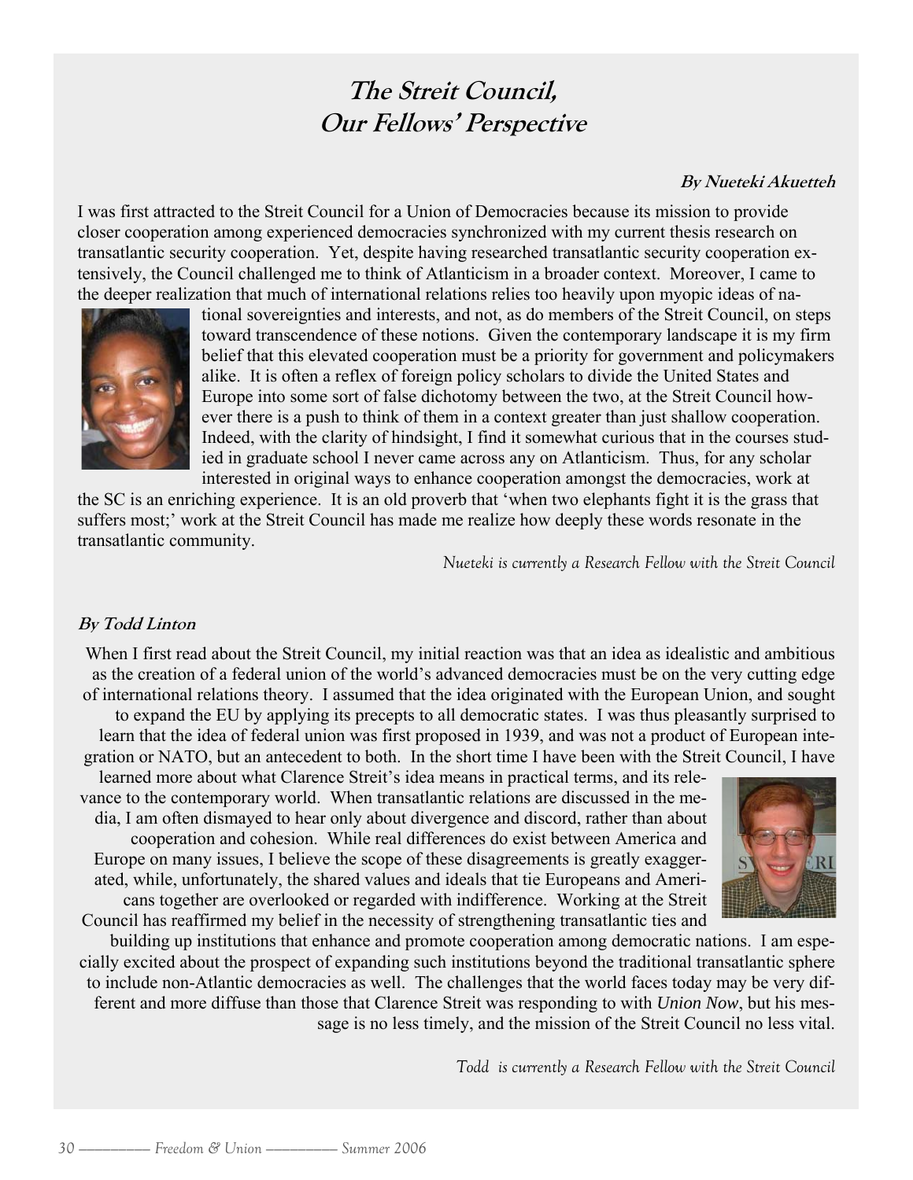# *The Streit Council, Our Fellows' Perspective*

***By Nueteki Akuetteh***

I was first attracted to the Streit Council for a Union of Democracies because its mission to provide closer cooperation among experienced democracies synchronized with my current thesis research on transatlantic security cooperation. Yet, despite having researched transatlantic security cooperation extensively, the Council challenged me to think of Atlanticism in a broader context. Moreover, I came to the deeper realization that much of international relations relies too heavily upon myopic ideas of national sovereignties and interests, and not, as do members of the Streit Council, on steps toward transcendence of these notions. Given the contemporary landscape it is my firm belief that this elevated cooperation must be a priority for government and policymakers alike. It is often a reflex of foreign policy scholars to divide the United States and Europe into some sort of false dichotomy between the two, at the Streit Council however there is a push to think of them in a context greater than just shallow cooperation. Indeed, with the clarity of hindsight, I find it somewhat curious that in the courses studied in graduate school I never came across any on Atlanticism. Thus, for any scholar interested in original ways to enhance cooperation amongst the democracies, work at the SC is an enriching experience. It is an old proverb that 'when two elephants fight it is the grass that suffers most;' work at the Streit Council has made me realize how deeply these words resonate in the transatlantic community.

*Nueteki is currently a Research Fellow with the Streit Council*

***By Todd Linton***

When I first read about the Streit Council, my initial reaction was that an idea as idealistic and ambitious as the creation of a federal union of the world's advanced democracies must be on the very cutting edge of international relations theory. I assumed that the idea originated with the European Union, and sought to expand the EU by applying its precepts to all democratic states. I was thus pleasantly surprised to learn that the idea of federal union was first proposed in 1939, and was not a product of European integration or NATO, but an antecedent to both. In the short time I have been with the Streit Council, I have learned more about what Clarence Streit's idea means in practical terms, and its relevance to the contemporary world. When transatlantic relations are discussed in the media, I am often dismayed to hear only about divergence and discord, rather than about cooperation and cohesion. While real differences do exist between America and Europe on many issues, I believe the scope of these disagreements is greatly exaggerated, while, unfortunately, the shared values and ideals that tie Europeans and Americans together are overlooked or regarded with indifference. Working at the Streit Council has reaffirmed my belief in the necessity of strengthening transatlantic ties and building up institutions that enhance and promote cooperation among democratic nations. I am especially excited about the prospect of expanding such institutions beyond the traditional transatlantic sphere to include non-Atlantic democracies as well. The challenges that the world faces today may be very different and more diffuse than those that Clarence Streit was responding to with *Union Now*, but his message is no less timely, and the mission of the Streit Council no less vital.

*Todd is currently a Research Fellow with the Streit Council*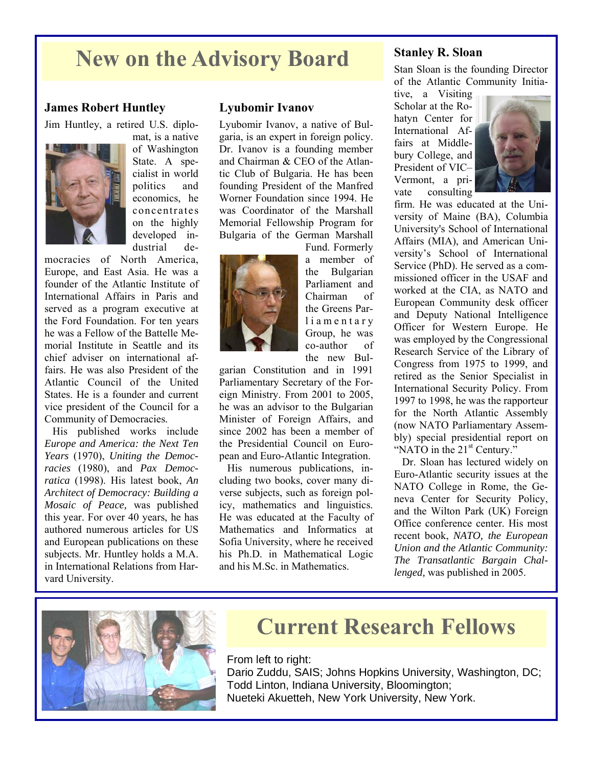# New on the Advisory Board

### James Robert Huntley

Jim Huntley, a retired U.S. diplomat, is a native of Washington State. A specialist in world politics and economics, he concentrates on the highly developed industrial democracies of North America, Europe, and East Asia. He was a founder of the Atlantic Institute of International Affairs in Paris and served as a program executive at the Ford Foundation. For ten years he was a Fellow of the Battelle Memorial Institute in Seattle and its chief adviser on international affairs. He was also President of the Atlantic Council of the United States. He is a founder and current vice president of the Council for a Community of Democracies.

His published works include *Europe and America: the Next Ten Years* (1970), *Uniting the Democracies* (1980), and *Pax Democratica* (1998). His latest book, *An Architect of Democracy: Building a Mosaic of Peace,* was published this year. For over 40 years, he has authored numerous articles for US and European publications on these subjects. Mr. Huntley holds a M.A. in International Relations from Harvard University.

### Lyubomir Ivanov

Lyubomir Ivanov, a native of Bulgaria, is an expert in foreign policy. Dr. Ivanov is a founding member and Chairman & CEO of the Atlantic Club of Bulgaria. He has been founding President of the Manfred Worner Foundation since 1994. He was Coordinator of the Marshall Memorial Fellowship Program for Bulgaria of the German Marshall Fund. Formerly a member of the Bulgarian Parliament and Chairman of the Greens Parliamentary Group, he was co-author of the new Bulgarian Constitution and in 1991 Parliamentary Secretary of the Foreign Ministry. From 2001 to 2005, he was an advisor to the Bulgarian Minister of Foreign Affairs, and since 2002 has been a member of the Presidential Council on European and Euro-Atlantic Integration.

His numerous publications, including two books, cover many diverse subjects, such as foreign policy, mathematics and linguistics. He was educated at the Faculty of Mathematics and Informatics at Sofia University, where he received his Ph.D. in Mathematical Logic and his M.Sc. in Mathematics.

### Stanley R. Sloan

Stan Sloan is the founding Director of the Atlantic Community Initiative, a Visiting Scholar at the Rohatyn Center for International Affairs at Middlebury College, and President of VIC–Vermont, a private consulting firm. He was educated at the University of Maine (BA), Columbia University's School of International Affairs (MIA), and American University's School of International Service (PhD). He served as a commissioned officer in the USAF and worked at the CIA, as NATO and European Community desk officer and Deputy National Intelligence Officer for Western Europe. He was employed by the Congressional Research Service of the Library of Congress from 1975 to 1999, and retired as the Senior Specialist in International Security Policy. From 1997 to 1998, he was the rapporteur for the North Atlantic Assembly (now NATO Parliamentary Assembly) special presidential report on "NATO in the 21st Century."

Dr. Sloan has lectured widely on Euro-Atlantic security issues at the NATO College in Rome, the Geneva Center for Security Policy, and the Wilton Park (UK) Foreign Office conference center. His most recent book, *NATO, the European Union and the Atlantic Community: The Transatlantic Bargain Challenged,* was published in 2005.

# Current Research Fellows

From left to right:
Dario Zuddu, SAIS; Johns Hopkins University, Washington, DC;
Todd Linton, Indiana University, Bloomington;
Nueteki Akuetteh, New York University, New York.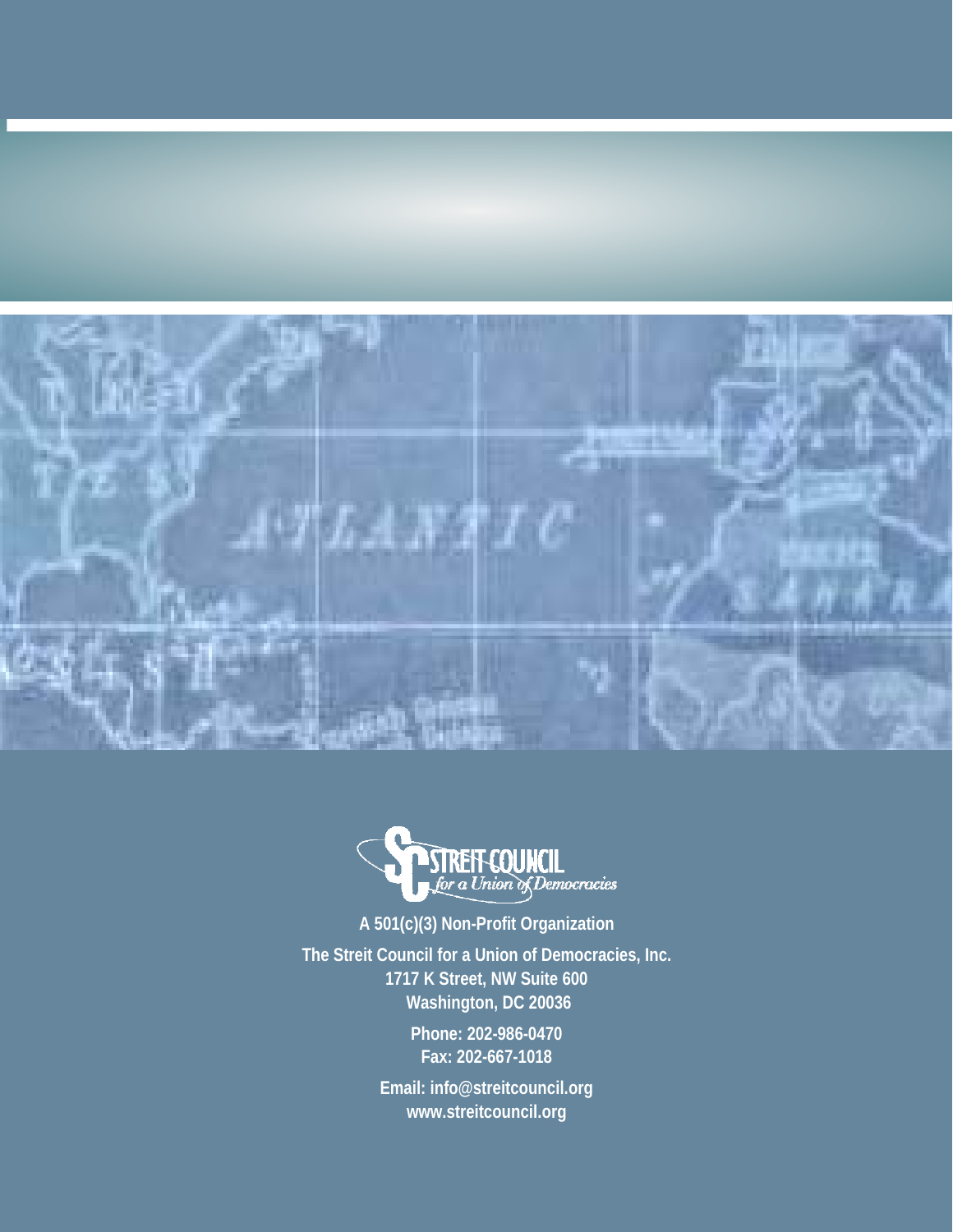STREIT COUNCIL
*for a Union of Democracies*

**A 501(c)(3) Non-Profit Organization**

**The Streit Council for a Union of Democracies, Inc.**
**1717 K Street, NW Suite 600**
**Washington, DC 20036**

**Phone: 202-986-0470**
**Fax: 202-667-1018**

**Email: info@streitcouncil.org**
**www.streitcouncil.org**